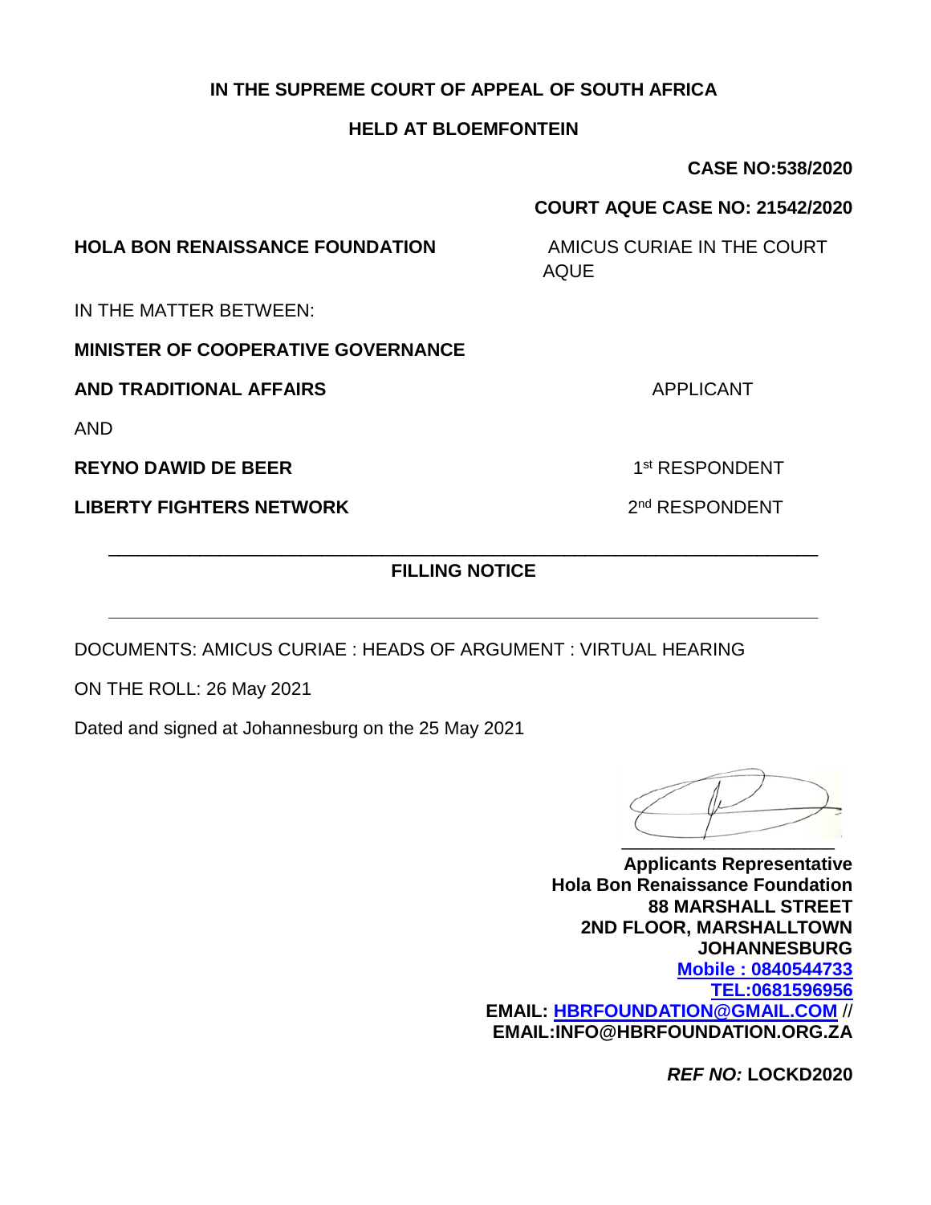**IN THE SUPREME COURT OF APPEAL OF SOUTH AFRICA**

**HELD AT BLOEMFONTEIN**

**CASE NO:538/2020**

**COURT AQUE CASE NO: 21542/2020**

**HOLA BON RENAISSANCE FOUNDATION** AMICUS CURIAE IN THE COURT AQUE

IN THE MATTER BETWEEN:

**MINISTER OF COOPERATIVE GOVERNANCE**

**AND TRADITIONAL AFFAIRS** APPLICANT

AND

**REYNO DAWID DE BEER** 1st RESPONDENT

**LIBERTY FIGHTERS NETWORK** 2nd RESPONDENT

---

**FILLING NOTICE**

---

DOCUMENTS: AMICUS CURIAE : HEADS OF ARGUMENT : VIRTUAL HEARING

ON THE ROLL: 26 May 2021

Dated and signed at Johannesburg on the 25 May 2021

\_\_\_\_\_\_\_\_\_\_\_\_\_\_\_\_\_\_\_\_\_\_

**Applicants Representative**
**Hola Bon Renaissance Foundation**
**88 MARSHALL STREET**
**2ND FLOOR, MARSHALLTOWN**
**JOHANNESBURG**
**Mobile : 0840544733**
**TEL:0681596956**
**EMAIL: HBRFOUNDATION@GMAIL.COM //**
**EMAIL:INFO@HBRFOUNDATION.ORG.ZA**

***REF NO:* LOCKD2020**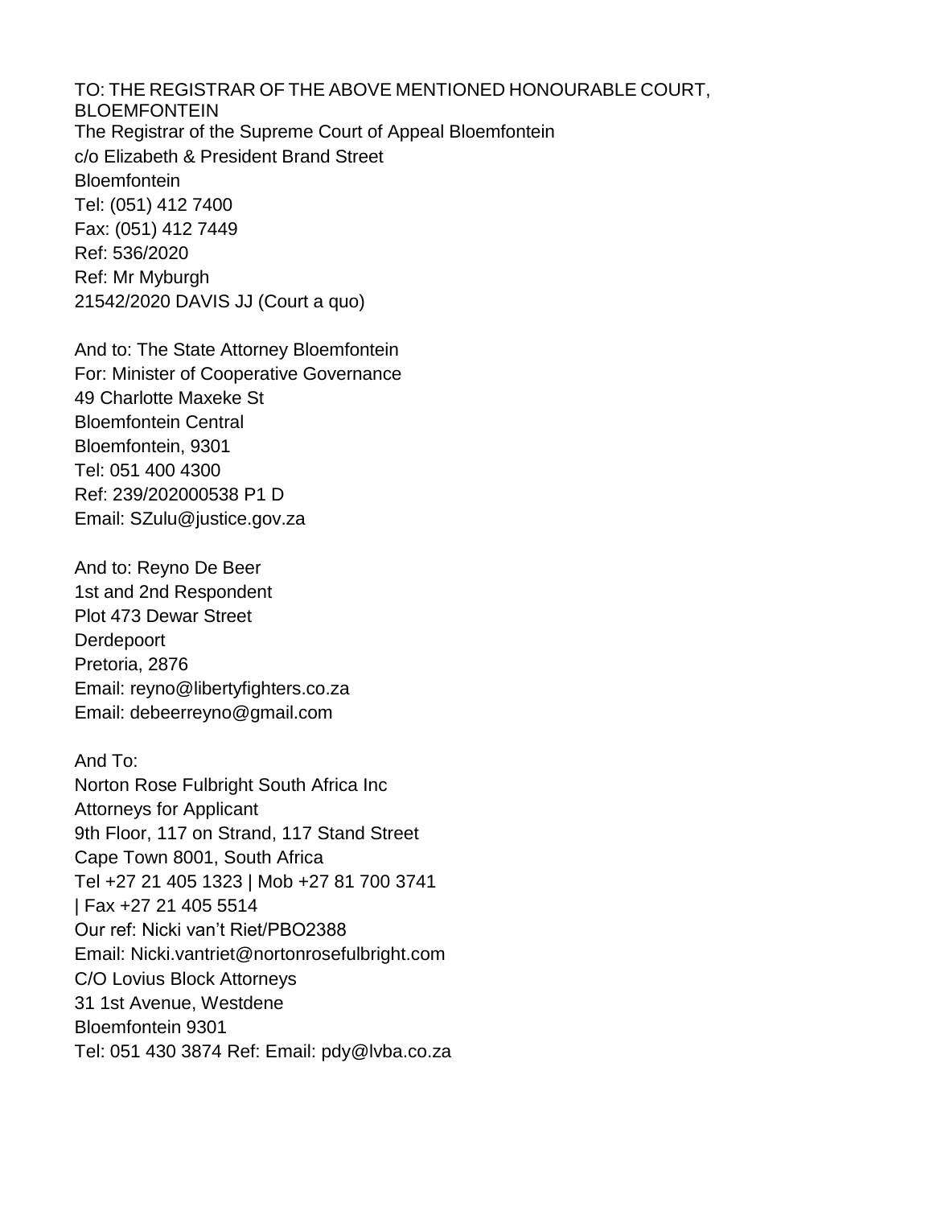TO: THE REGISTRAR OF THE ABOVE MENTIONED HONOURABLE COURT, BLOEMFONTEIN
The Registrar of the Supreme Court of Appeal Bloemfontein
c/o Elizabeth & President Brand Street
Bloemfontein
Tel: (051) 412 7400
Fax: (051) 412 7449
Ref: 536/2020
Ref: Mr Myburgh
21542/2020 DAVIS JJ (Court a quo)

And to: The State Attorney Bloemfontein
For: Minister of Cooperative Governance
49 Charlotte Maxeke St
Bloemfontein Central
Bloemfontein, 9301
Tel: 051 400 4300
Ref: 239/202000538 P1 D
Email: SZulu@justice.gov.za

And to: Reyno De Beer
1st and 2nd Respondent
Plot 473 Dewar Street
Derdepoort
Pretoria, 2876
Email: reyno@libertyfighters.co.za
Email: debeerreyno@gmail.com

And To:
Norton Rose Fulbright South Africa Inc
Attorneys for Applicant
9th Floor, 117 on Strand, 117 Stand Street
Cape Town 8001, South Africa
Tel +27 21 405 1323 | Mob +27 81 700 3741
| Fax +27 21 405 5514
Our ref: Nicki van't Riet/PBO2388
Email: Nicki.vantriet@nortonrosefulbright.com
C/O Lovius Block Attorneys
31 1st Avenue, Westdene
Bloemfontein 9301
Tel: 051 430 3874 Ref: Email: pdy@lvba.co.za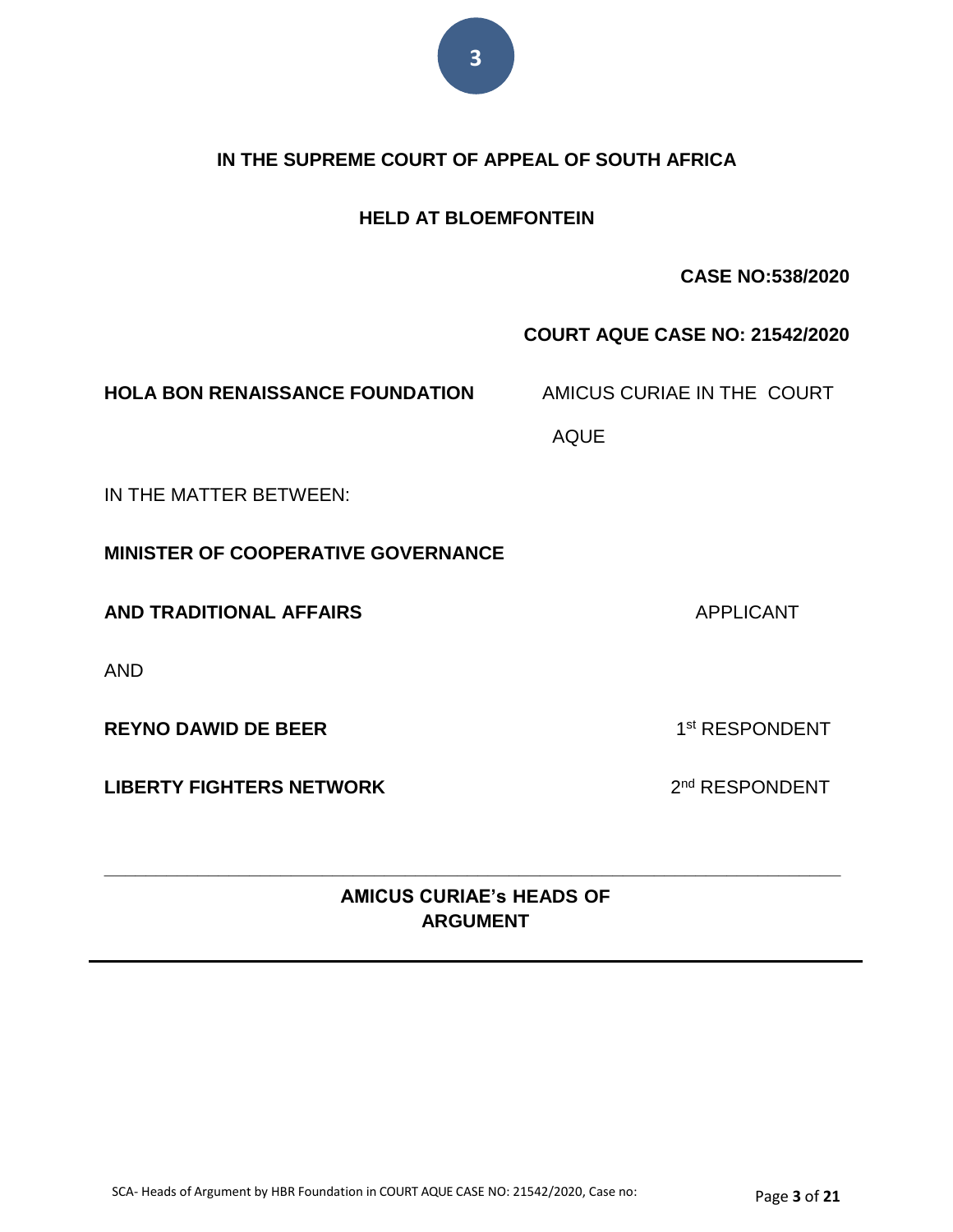**IN THE SUPREME COURT OF APPEAL OF SOUTH AFRICA**

**HELD AT BLOEMFONTEIN**

**CASE NO:538/2020**

**COURT AQUE CASE NO: 21542/2020**

**HOLA BON RENAISSANCE FOUNDATION** AMICUS CURIAE IN THE COURT AQUE

IN THE MATTER BETWEEN:

**MINISTER OF COOPERATIVE GOVERNANCE AND TRADITIONAL AFFAIRS** APPLICANT

AND

**REYNO DAWID DE BEER** 1st RESPONDENT

**LIBERTY FIGHTERS NETWORK** 2nd RESPONDENT

---

**AMICUS CURIAE's HEADS OF ARGUMENT**

---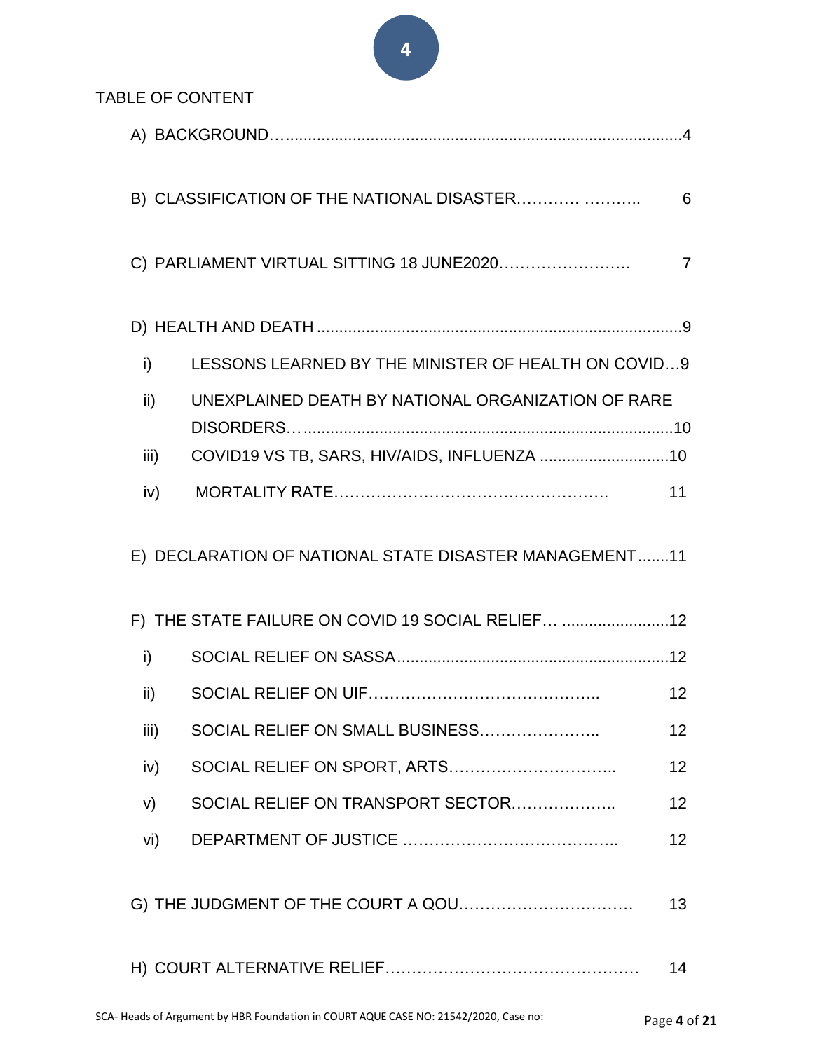TABLE OF CONTENT

A) BACKGROUND…......................................................................................4

B) CLASSIFICATION OF THE NATIONAL DISASTER………… ……….. 6

C) PARLIAMENT VIRTUAL SITTING 18 JUNE2020……………………. 7

D) HEALTH AND DEATH ................................................................................9

- i) LESSONS LEARNED BY THE MINISTER OF HEALTH ON COVID…9
- ii) UNEXPLAINED DEATH BY NATIONAL ORGANIZATION OF RARE DISORDERS…..................................................................................10
- iii) COVID19 VS TB, SARS, HIV/AIDS, INFLUENZA .............................10
- iv) MORTALITY RATE……………………………………………. 11

E) DECLARATION OF NATIONAL STATE DISASTER MANAGEMENT.......11

F) THE STATE FAILURE ON COVID 19 SOCIAL RELIEF… ........................12

- i) SOCIAL RELIEF ON SASSA...........................................................12
- ii) SOCIAL RELIEF ON UIF…………………………………….. 12
- iii) SOCIAL RELIEF ON SMALL BUSINESS………………….. 12
- iv) SOCIAL RELIEF ON SPORT, ARTS………………………….. 12
- v) SOCIAL RELIEF ON TRANSPORT SECTOR……………….. 12
- vi) DEPARTMENT OF JUSTICE ………………………………….. 12

G) THE JUDGMENT OF THE COURT A QOU…………………………… 13

H) COURT ALTERNATIVE RELIEF………………………………………… 14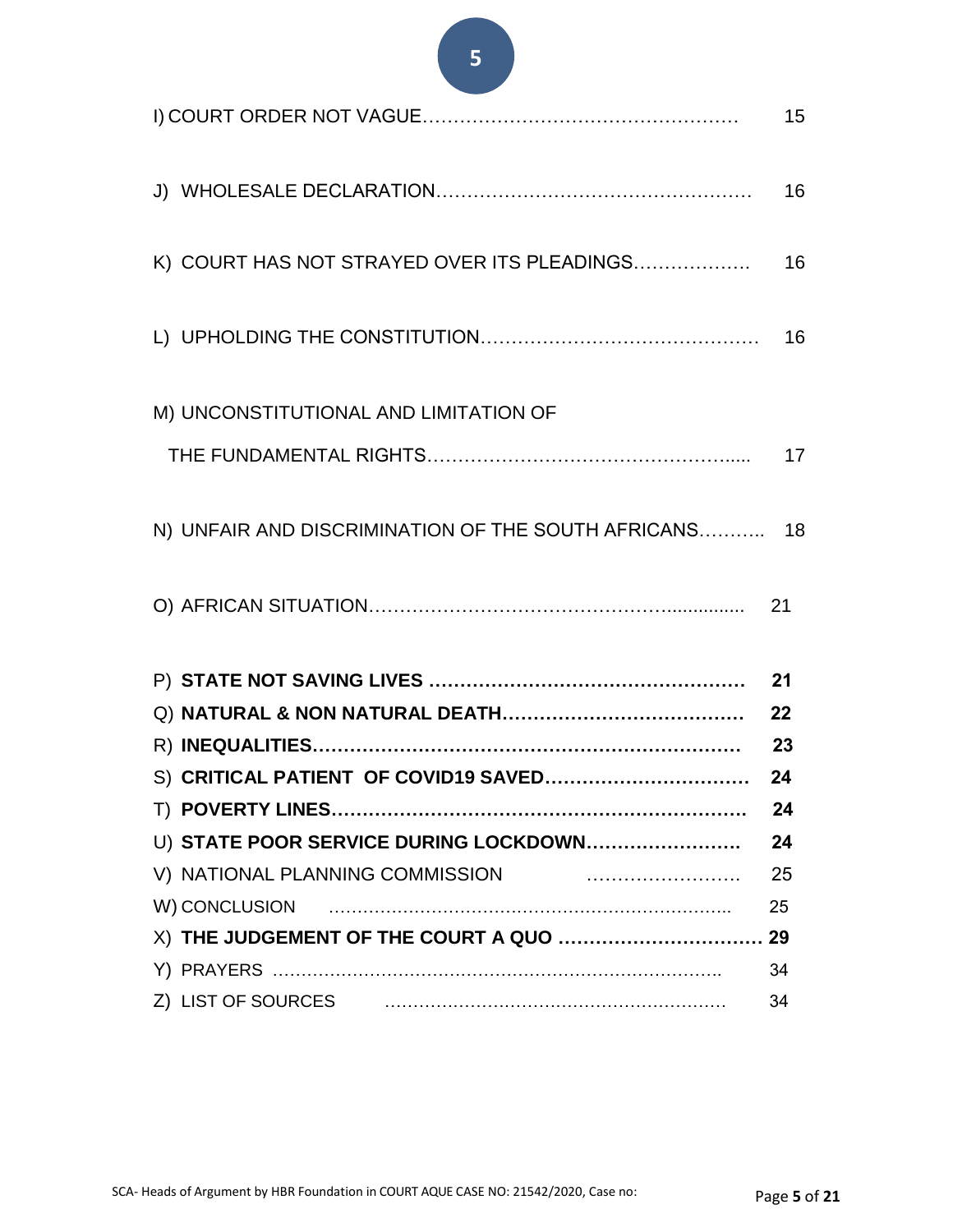| | |
|---|---|
| I) COURT ORDER NOT VAGUE……………………………………………. | 15 |
| J) WHOLESALE DECLARATION……………………………………………. | 16 |
| K) COURT HAS NOT STRAYED OVER ITS PLEADINGS………………. | 16 |
| L) UPHOLDING THE CONSTITUTION………………………………………. | 16 |
| M) UNCONSTITUTIONAL AND LIMITATION OF THE FUNDAMENTAL RIGHTS……………………………………….... | 17 |
| N) UNFAIR AND DISCRIMINATION OF THE SOUTH AFRICANS……….. | 18 |
| O) AFRICAN SITUATION……………………………………….............. | 21 |
| P) **STATE NOT SAVING LIVES ……………………………………………** | **21** |
| Q) **NATURAL & NON NATURAL DEATH…………………………………** | **22** |
| R) **INEQUALITIES…………………………………………………………** | **23** |
| S) **CRITICAL PATIENT OF COVID19 SAVED……………………………** | **24** |
| T) **POVERTY LINES………………………………………………………** | **24** |
| U) **STATE POOR SERVICE DURING LOCKDOWN……………………** | **24** |
| V) NATIONAL PLANNING COMMISSION ……………………. | 25 |
| W) CONCLUSION ………………………………………………………….. | 25 |
| X) **THE JUDGEMENT OF THE COURT A QUO …………………………** | **29** |
| Y) PRAYERS ………………………………………………………………….. | 34 |
| Z) LIST OF SOURCES ……………………………………………… | 34 |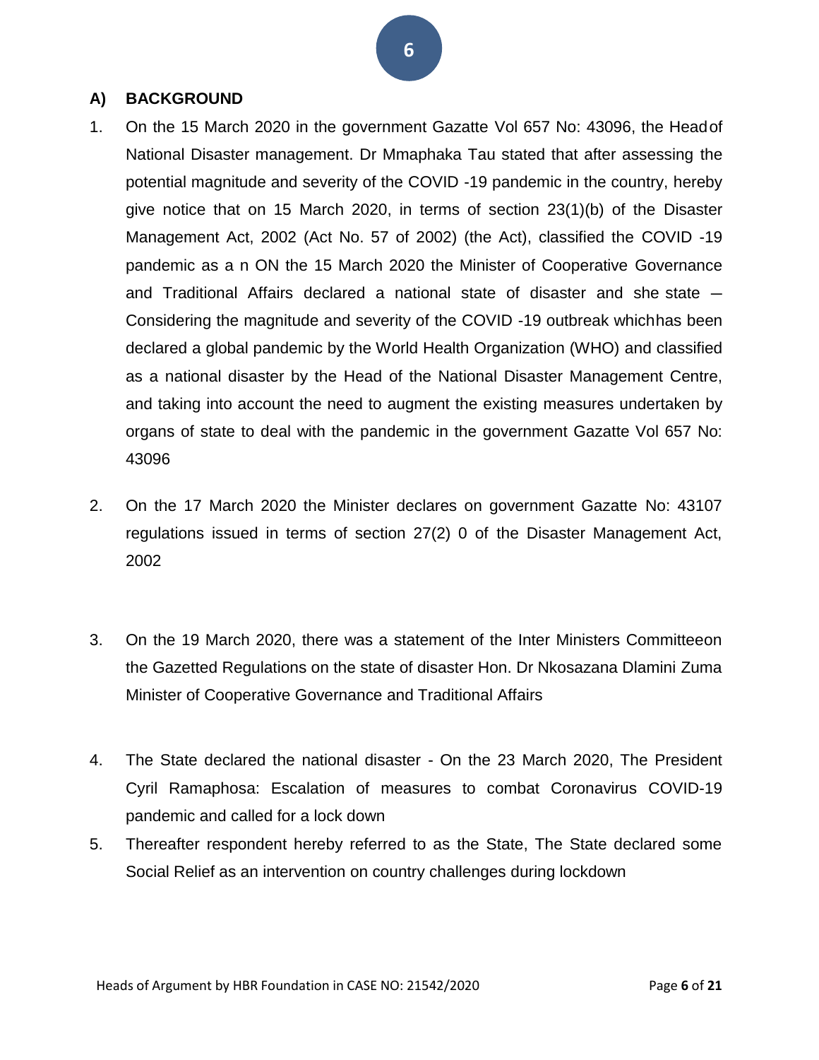## A) BACKGROUND

1. On the 15 March 2020 in the government Gazatte Vol 657 No: 43096, the Headof National Disaster management. Dr Mmaphaka Tau stated that after assessing the potential magnitude and severity of the COVID -19 pandemic in the country, hereby give notice that on 15 March 2020, in terms of section 23(1)(b) of the Disaster Management Act, 2002 (Act No. 57 of 2002) (the Act), classified the COVID -19 pandemic as a n ON the 15 March 2020 the Minister of Cooperative Governance and Traditional Affairs declared a national state of disaster and she state – Considering the magnitude and severity of the COVID -19 outbreak whichhas been declared a global pandemic by the World Health Organization (WHO) and classified as a national disaster by the Head of the National Disaster Management Centre, and taking into account the need to augment the existing measures undertaken by organs of state to deal with the pandemic in the government Gazatte Vol 657 No: 43096

2. On the 17 March 2020 the Minister declares on government Gazatte No: 43107 regulations issued in terms of section 27(2) 0 of the Disaster Management Act, 2002

3. On the 19 March 2020, there was a statement of the Inter Ministers Committeeon the Gazetted Regulations on the state of disaster Hon. Dr Nkosazana Dlamini Zuma Minister of Cooperative Governance and Traditional Affairs

4. The State declared the national disaster - On the 23 March 2020, The President Cyril Ramaphosa: Escalation of measures to combat Coronavirus COVID-19 pandemic and called for a lock down

5. Thereafter respondent hereby referred to as the State, The State declared some Social Relief as an intervention on country challenges during lockdown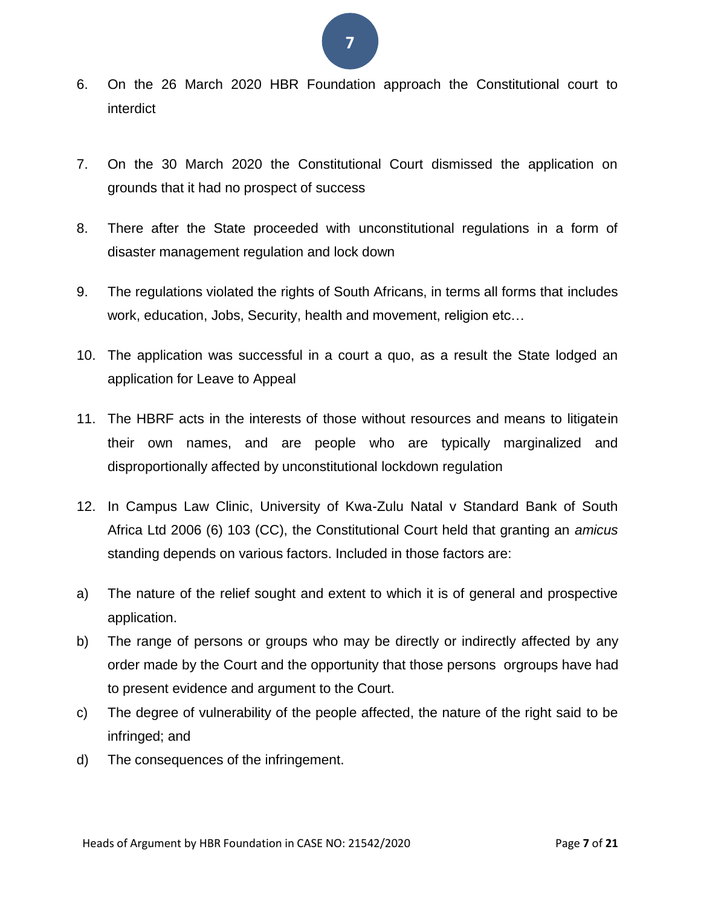6. On the 26 March 2020 HBR Foundation approach the Constitutional court to interdict

7. On the 30 March 2020 the Constitutional Court dismissed the application on grounds that it had no prospect of success

8. There after the State proceeded with unconstitutional regulations in a form of disaster management regulation and lock down

9. The regulations violated the rights of South Africans, in terms all forms that includes work, education, Jobs, Security, health and movement, religion etc…

10. The application was successful in a court a quo, as a result the State lodged an application for Leave to Appeal

11. The HBRF acts in the interests of those without resources and means to litigatein their own names, and are people who are typically marginalized and disproportionally affected by unconstitutional lockdown regulation

12. In Campus Law Clinic, University of Kwa-Zulu Natal v Standard Bank of South Africa Ltd 2006 (6) 103 (CC), the Constitutional Court held that granting an *amicus* standing depends on various factors. Included in those factors are:

a) The nature of the relief sought and extent to which it is of general and prospective application.

b) The range of persons or groups who may be directly or indirectly affected by any order made by the Court and the opportunity that those persons orgroups have had to present evidence and argument to the Court.

c) The degree of vulnerability of the people affected, the nature of the right said to be infringed; and

d) The consequences of the infringement.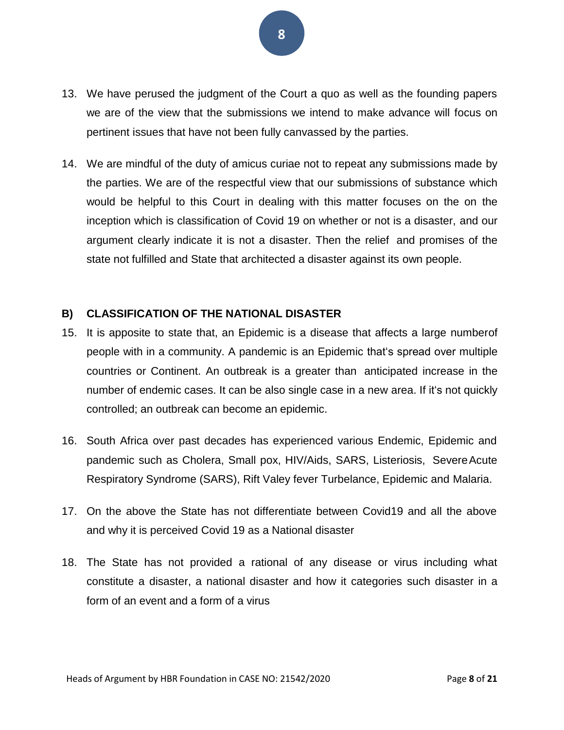13. We have perused the judgment of the Court a quo as well as the founding papers we are of the view that the submissions we intend to make advance will focus on pertinent issues that have not been fully canvassed by the parties.

14. We are mindful of the duty of amicus curiae not to repeat any submissions made by the parties. We are of the respectful view that our submissions of substance which would be helpful to this Court in dealing with this matter focuses on the on the inception which is classification of Covid 19 on whether or not is a disaster, and our argument clearly indicate it is not a disaster. Then the relief and promises of the state not fulfilled and State that architected a disaster against its own people.

## B) CLASSIFICATION OF THE NATIONAL DISASTER

15. It is apposite to state that, an Epidemic is a disease that affects a large numberof people with in a community. A pandemic is an Epidemic that's spread over multiple countries or Continent. An outbreak is a greater than anticipated increase in the number of endemic cases. It can be also single case in a new area. If it's not quickly controlled; an outbreak can become an epidemic.

16. South Africa over past decades has experienced various Endemic, Epidemic and pandemic such as Cholera, Small pox, HIV/Aids, SARS, Listeriosis, Severe Acute Respiratory Syndrome (SARS), Rift Valey fever Turbelance, Epidemic and Malaria.

17. On the above the State has not differentiate between Covid19 and all the above and why it is perceived Covid 19 as a National disaster

18. The State has not provided a rational of any disease or virus including what constitute a disaster, a national disaster and how it categories such disaster in a form of an event and a form of a virus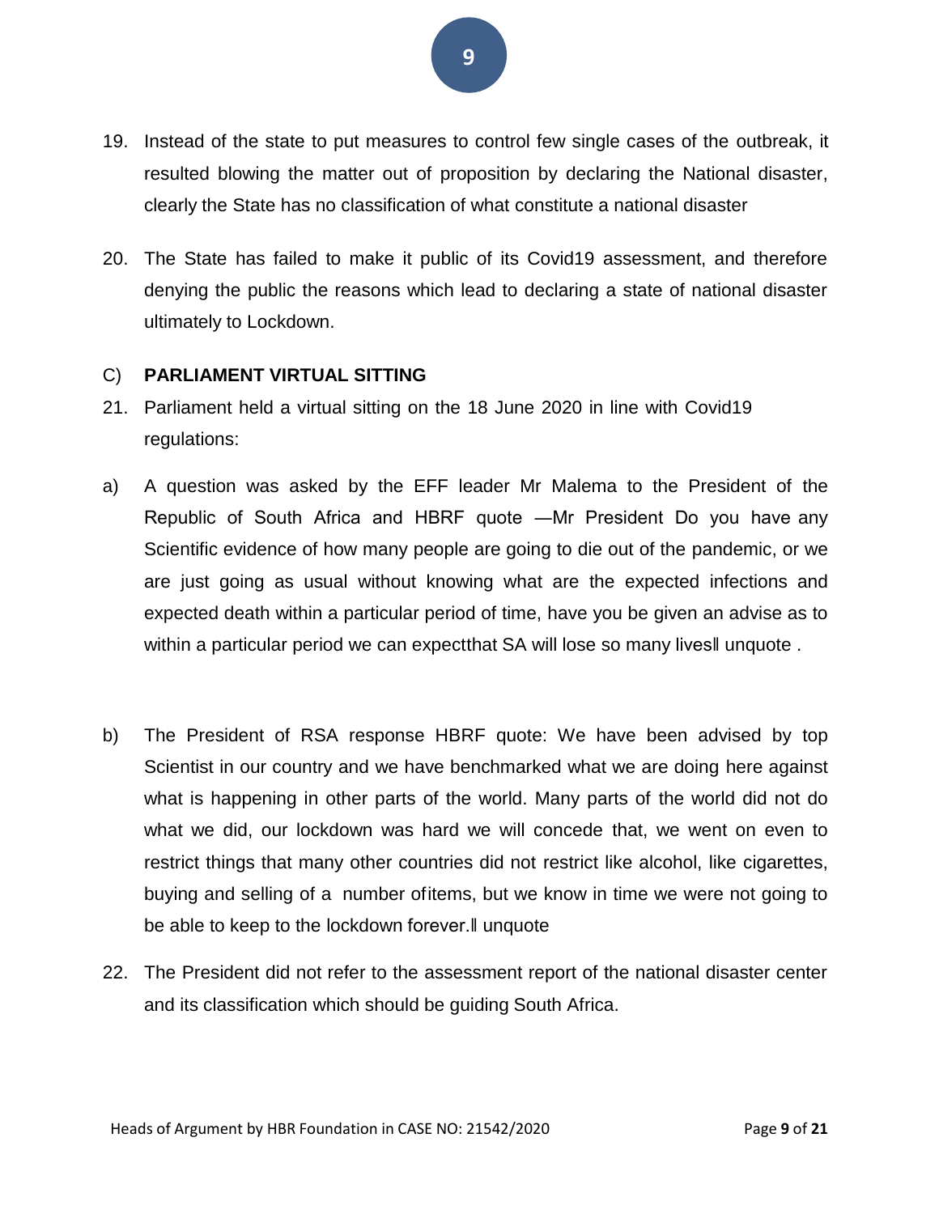19. Instead of the state to put measures to control few single cases of the outbreak, it resulted blowing the matter out of proposition by declaring the National disaster, clearly the State has no classification of what constitute a national disaster

20. The State has failed to make it public of its Covid19 assessment, and therefore denying the public the reasons which lead to declaring a state of national disaster ultimately to Lockdown.

C) **PARLIAMENT VIRTUAL SITTING**

21. Parliament held a virtual sitting on the 18 June 2020 in line with Covid19 regulations:

a) A question was asked by the EFF leader Mr Malema to the President of the Republic of South Africa and HBRF quote ―Mr President Do you have any Scientific evidence of how many people are going to die out of the pandemic, or we are just going as usual without knowing what are the expected infections and expected death within a particular period of time, have you be given an advise as to within a particular period we can expectthat SA will lose so many lives‖ unquote .

b) The President of RSA response HBRF quote: We have been advised by top Scientist in our country and we have benchmarked what we are doing here against what is happening in other parts of the world. Many parts of the world did not do what we did, our lockdown was hard we will concede that, we went on even to restrict things that many other countries did not restrict like alcohol, like cigarettes, buying and selling of a number ofitems, but we know in time we were not going to be able to keep to the lockdown forever.‖ unquote

22. The President did not refer to the assessment report of the national disaster center and its classification which should be guiding South Africa.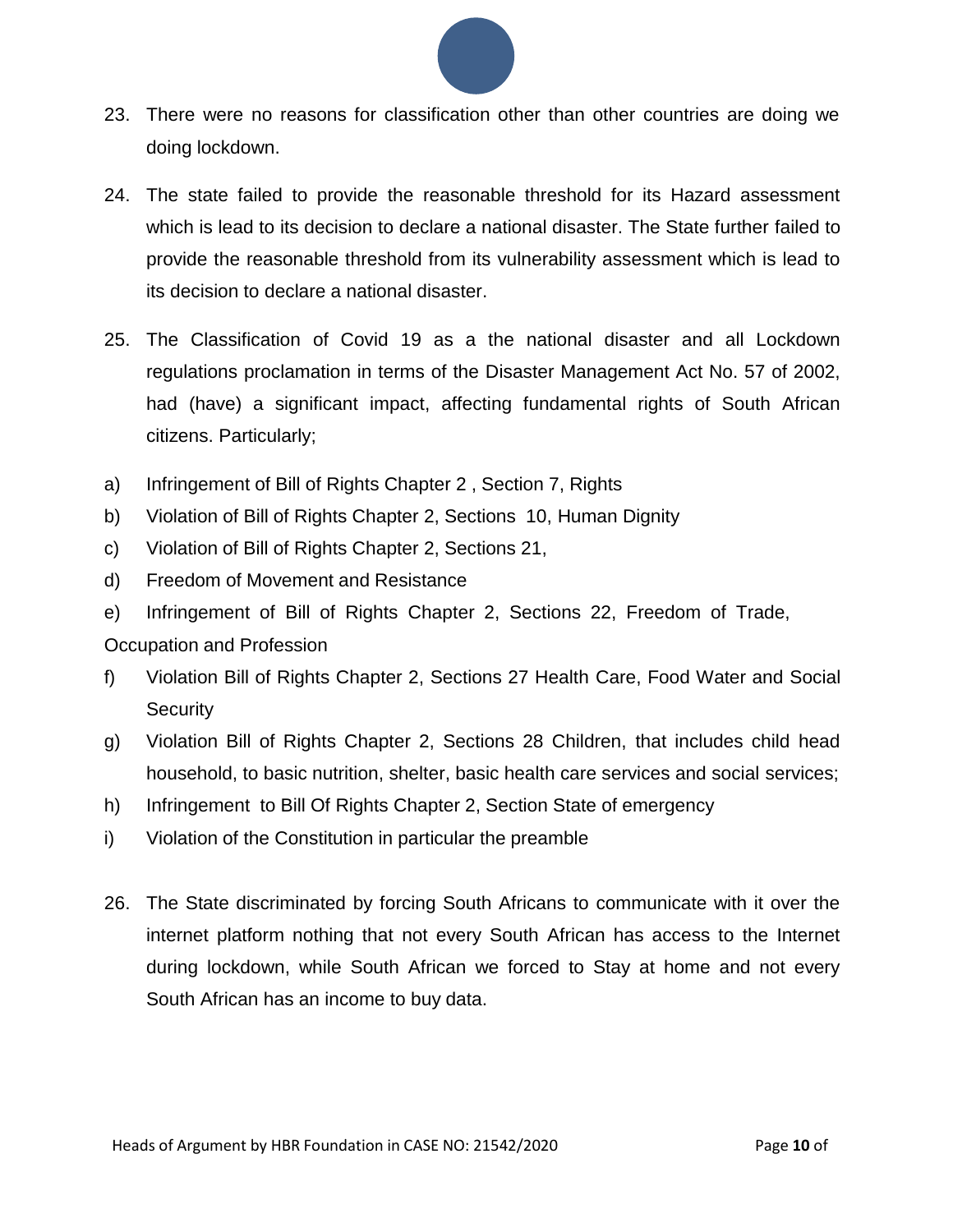23. There were no reasons for classification other than other countries are doing we doing lockdown.

24. The state failed to provide the reasonable threshold for its Hazard assessment which is lead to its decision to declare a national disaster. The State further failed to provide the reasonable threshold from its vulnerability assessment which is lead to its decision to declare a national disaster.

25. The Classification of Covid 19 as a the national disaster and all Lockdown regulations proclamation in terms of the Disaster Management Act No. 57 of 2002, had (have) a significant impact, affecting fundamental rights of South African citizens. Particularly;

a) Infringement of Bill of Rights Chapter 2 , Section 7, Rights
b) Violation of Bill of Rights Chapter 2, Sections 10, Human Dignity
c) Violation of Bill of Rights Chapter 2, Sections 21,
d) Freedom of Movement and Resistance
e) Infringement of Bill of Rights Chapter 2, Sections 22, Freedom of Trade, Occupation and Profession
f) Violation Bill of Rights Chapter 2, Sections 27 Health Care, Food Water and Social Security
g) Violation Bill of Rights Chapter 2, Sections 28 Children, that includes child head household, to basic nutrition, shelter, basic health care services and social services;
h) Infringement to Bill Of Rights Chapter 2, Section State of emergency
i) Violation of the Constitution in particular the preamble

26. The State discriminated by forcing South Africans to communicate with it over the internet platform nothing that not every South African has access to the Internet during lockdown, while South African we forced to Stay at home and not every South African has an income to buy data.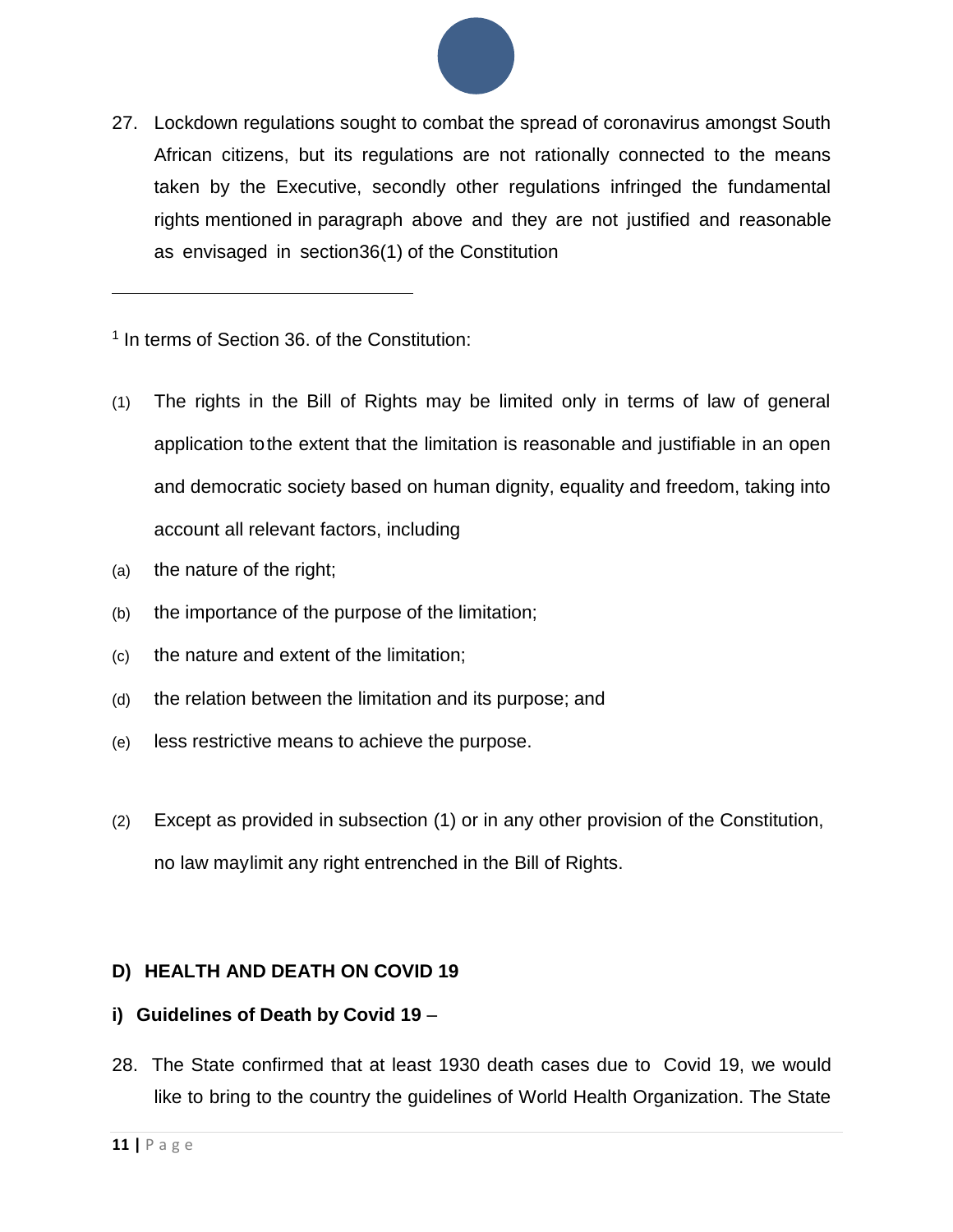27. Lockdown regulations sought to combat the spread of coronavirus amongst South African citizens, but its regulations are not rationally connected to the means taken by the Executive, secondly other regulations infringed the fundamental rights mentioned in paragraph above and they are not justified and reasonable as envisaged in section36(1) of the Constitution

---

[1] In terms of Section 36. of the Constitution:

(1) The rights in the Bill of Rights may be limited only in terms of law of general application tothe extent that the limitation is reasonable and justifiable in an open and democratic society based on human dignity, equality and freedom, taking into account all relevant factors, including

(a) the nature of the right;

(b) the importance of the purpose of the limitation;

(c) the nature and extent of the limitation;

(d) the relation between the limitation and its purpose; and

(e) less restrictive means to achieve the purpose.

(2) Except as provided in subsection (1) or in any other provision of the Constitution, no law maylimit any right entrenched in the Bill of Rights.

## D) HEALTH AND DEATH ON COVID 19

### i) Guidelines of Death by Covid 19 –

28. The State confirmed that at least 1930 death cases due to Covid 19, we would like to bring to the country the guidelines of World Health Organization. The State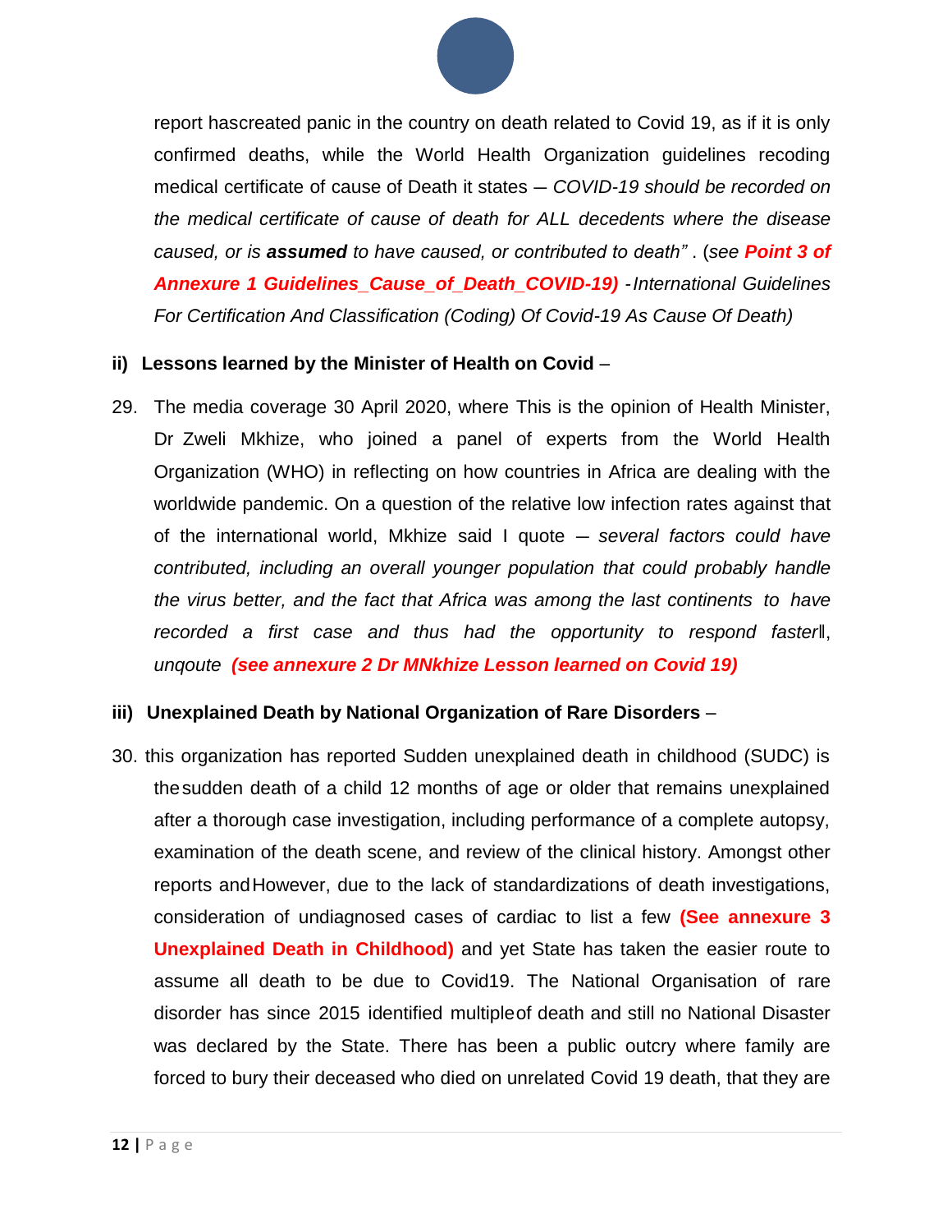report hascreated panic in the country on death related to Covid 19, as if it is only confirmed deaths, while the World Health Organization guidelines recoding medical certificate of cause of Death it states – *COVID-19 should be recorded on the medical certificate of cause of death for ALL decedents where the disease caused, or is **assumed** to have caused, or contributed to death"* . (*see **Point 3 of Annexure 1 Guidelines_Cause_of_Death_COVID-19)** -International Guidelines For Certification And Classification (Coding) Of Covid-19 As Cause Of Death)*

**ii) Lessons learned by the Minister of Health on Covid** –

29. The media coverage 30 April 2020, where This is the opinion of Health Minister, Dr Zweli Mkhize, who joined a panel of experts from the World Health Organization (WHO) in reflecting on how countries in Africa are dealing with the worldwide pandemic. On a question of the relative low infection rates against that of the international world, Mkhize said I quote – *several factors could have contributed, including an overall younger population that could probably handle the virus better, and the fact that Africa was among the last continents to have recorded a first case and thus had the opportunity to respond faster*‖, *unqoute* ***(see annexure 2 Dr MNkhize Lesson learned on Covid 19)***

**iii) Unexplained Death by National Organization of Rare Disorders** –

30. this organization has reported Sudden unexplained death in childhood (SUDC) is the sudden death of a child 12 months of age or older that remains unexplained after a thorough case investigation, including performance of a complete autopsy, examination of the death scene, and review of the clinical history. Amongst other reports and However, due to the lack of standardizations of death investigations, consideration of undiagnosed cases of cardiac to list a few **(See annexure 3 Unexplained Death in Childhood)** and yet State has taken the easier route to assume all death to be due to Covid19. The National Organisation of rare disorder has since 2015 identified multiple of death and still no National Disaster was declared by the State. There has been a public outcry where family are forced to bury their deceased who died on unrelated Covid 19 death, that they are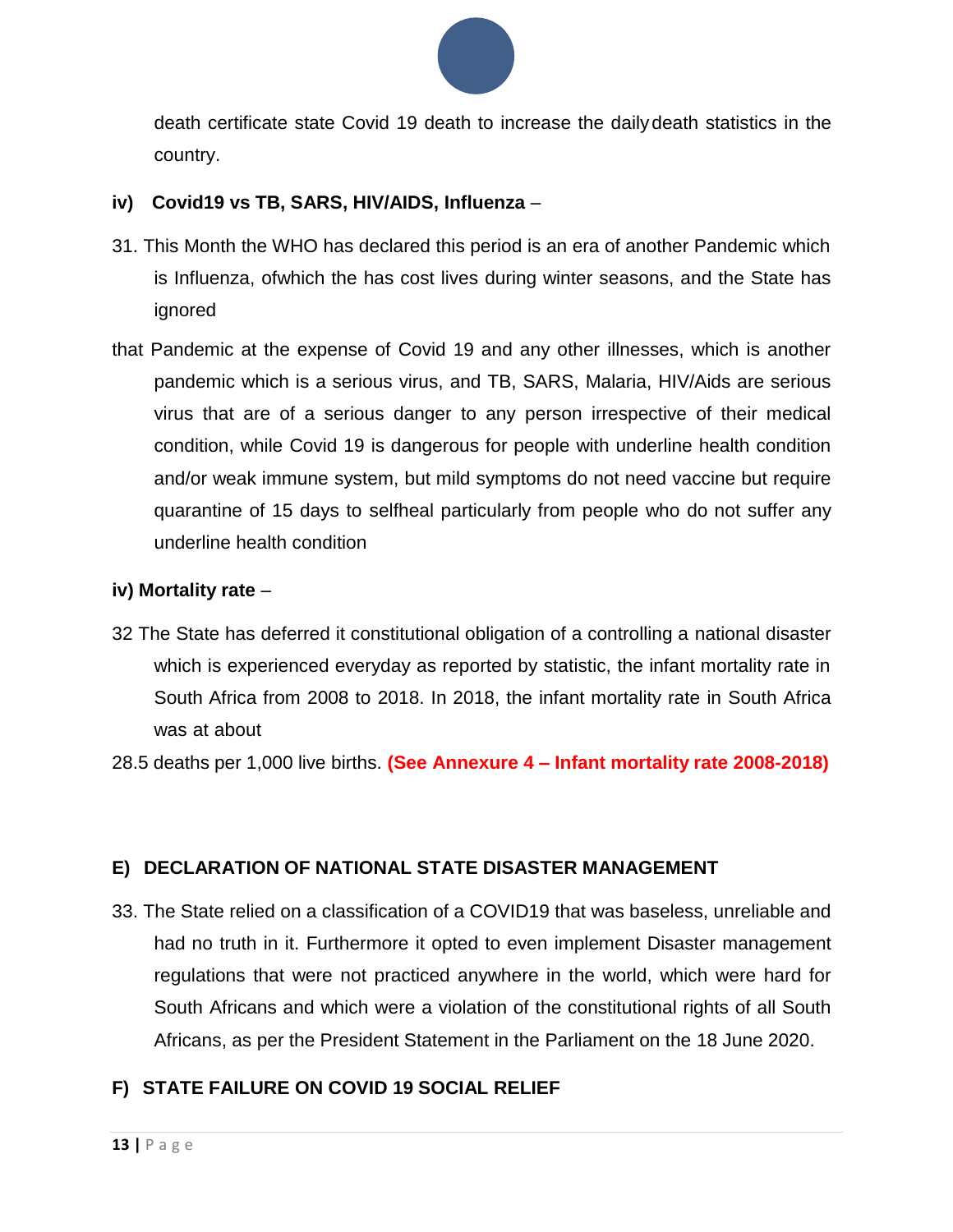death certificate state Covid 19 death to increase the daily death statistics in the country.

**iv) Covid19 vs TB, SARS, HIV/AIDS, Influenza** –

31. This Month the WHO has declared this period is an era of another Pandemic which is Influenza, ofwhich the has cost lives during winter seasons, and the State has ignored

that Pandemic at the expense of Covid 19 and any other illnesses, which is another pandemic which is a serious virus, and TB, SARS, Malaria, HIV/Aids are serious virus that are of a serious danger to any person irrespective of their medical condition, while Covid 19 is dangerous for people with underline health condition and/or weak immune system, but mild symptoms do not need vaccine but require quarantine of 15 days to selfheal particularly from people who do not suffer any underline health condition

**iv) Mortality rate** –

32 The State has deferred it constitutional obligation of a controlling a national disaster which is experienced everyday as reported by statistic, the infant mortality rate in South Africa from 2008 to 2018. In 2018, the infant mortality rate in South Africa was at about

28.5 deaths per 1,000 live births. **(See Annexure 4 – Infant mortality rate 2008-2018)**

## E) DECLARATION OF NATIONAL STATE DISASTER MANAGEMENT

33. The State relied on a classification of a COVID19 that was baseless, unreliable and had no truth in it. Furthermore it opted to even implement Disaster management regulations that were not practiced anywhere in the world, which were hard for South Africans and which were a violation of the constitutional rights of all South Africans, as per the President Statement in the Parliament on the 18 June 2020.

## F) STATE FAILURE ON COVID 19 SOCIAL RELIEF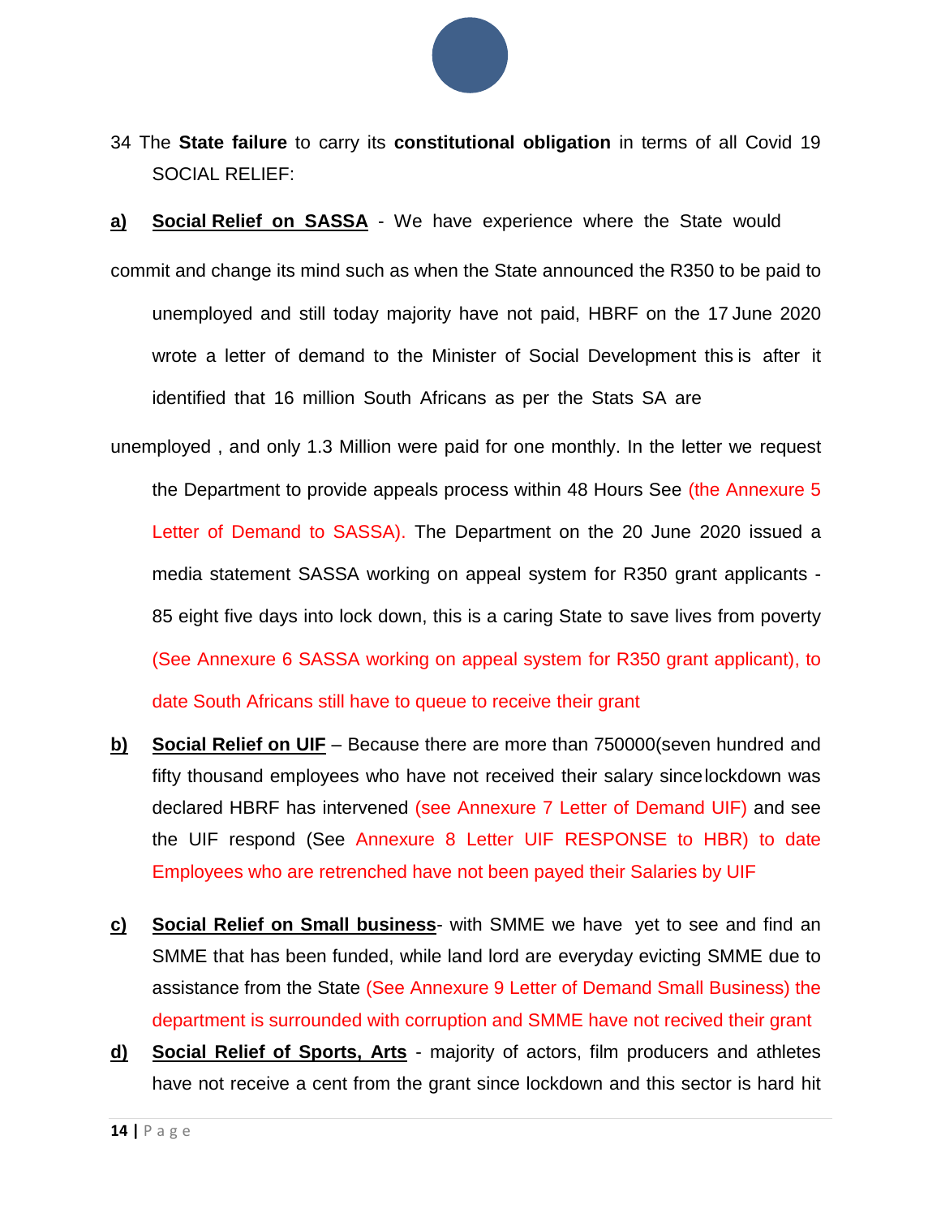34 The **State failure** to carry its **constitutional obligation** in terms of all Covid 19 SOCIAL RELIEF:

**a)** **Social Relief on SASSA** - We have experience where the State would commit and change its mind such as when the State announced the R350 to be paid to unemployed and still today majority have not paid, HBRF on the 17 June 2020 wrote a letter of demand to the Minister of Social Development this is after it identified that 16 million South Africans as per the Stats SA are unemployed , and only 1.3 Million were paid for one monthly. In the letter we request the Department to provide appeals process within 48 Hours See (the Annexure 5 Letter of Demand to SASSA). The Department on the 20 June 2020 issued a media statement SASSA working on appeal system for R350 grant applicants - 85 eight five days into lock down, this is a caring State to save lives from poverty (See Annexure 6 SASSA working on appeal system for R350 grant applicant), to date South Africans still have to queue to receive their grant

**b)** **Social Relief on UIF** – Because there are more than 750000(seven hundred and fifty thousand employees who have not received their salary since lockdown was declared HBRF has intervened (see Annexure 7 Letter of Demand UIF) and see the UIF respond (See Annexure 8 Letter UIF RESPONSE to HBR) to date Employees who are retrenched have not been payed their Salaries by UIF

**c)** **Social Relief on Small business**- with SMME we have yet to see and find an SMME that has been funded, while land lord are everyday evicting SMME due to assistance from the State (See Annexure 9 Letter of Demand Small Business) the department is surrounded with corruption and SMME have not recived their grant

**d)** **Social Relief of Sports, Arts** - majority of actors, film producers and athletes have not receive a cent from the grant since lockdown and this sector is hard hit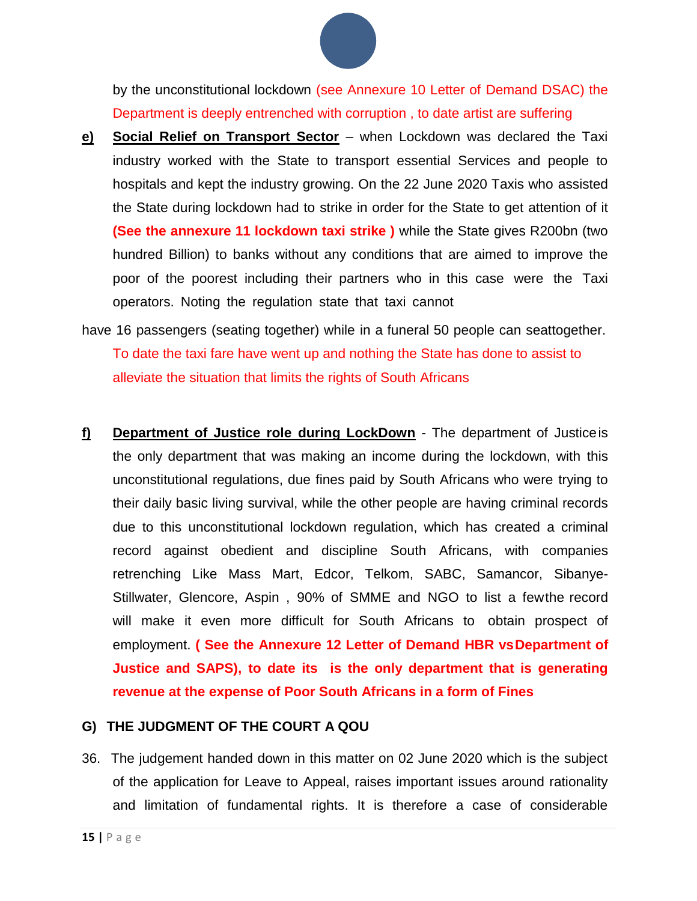by the unconstitutional lockdown (see Annexure 10 Letter of Demand DSAC) the Department is deeply entrenched with corruption , to date artist are suffering

**e)** **Social Relief on Transport Sector** – when Lockdown was declared the Taxi industry worked with the State to transport essential Services and people to hospitals and kept the industry growing. On the 22 June 2020 Taxis who assisted the State during lockdown had to strike in order for the State to get attention of it **(See the annexure 11 lockdown taxi strike )** while the State gives R200bn (two hundred Billion) to banks without any conditions that are aimed to improve the poor of the poorest including their partners who in this case were the Taxi operators. Noting the regulation state that taxi cannot have 16 passengers (seating together) while in a funeral 50 people can seattogether. To date the taxi fare have went up and nothing the State has done to assist to alleviate the situation that limits the rights of South Africans

**f)** **Department of Justice role during LockDown** - The department of Justiceis the only department that was making an income during the lockdown, with this unconstitutional regulations, due fines paid by South Africans who were trying to their daily basic living survival, while the other people are having criminal records due to this unconstitutional lockdown regulation, which has created a criminal record against obedient and discipline South Africans, with companies retrenching Like Mass Mart, Edcor, Telkom, SABC, Samancor, Sibanye-Stillwater, Glencore, Aspin , 90% of SMME and NGO to list a fewthe record will make it even more difficult for South Africans to obtain prospect of employment. **( See the Annexure 12 Letter of Demand HBR vsDepartment of Justice and SAPS), to date its is the only department that is generating revenue at the expense of Poor South Africans in a form of Fines**

## G) THE JUDGMENT OF THE COURT A QOU

36. The judgement handed down in this matter on 02 June 2020 which is the subject of the application for Leave to Appeal, raises important issues around rationality and limitation of fundamental rights. It is therefore a case of considerable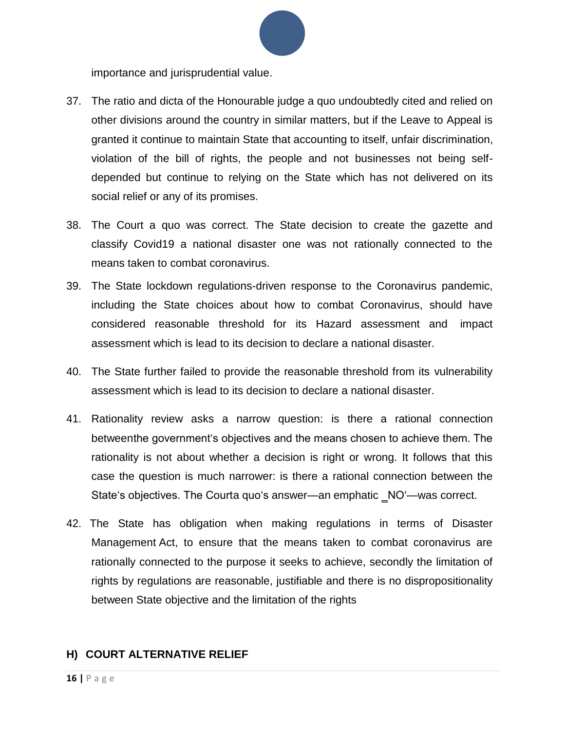importance and jurisprudential value.

37. The ratio and dicta of the Honourable judge a quo undoubtedly cited and relied on other divisions around the country in similar matters, but if the Leave to Appeal is granted it continue to maintain State that accounting to itself, unfair discrimination, violation of the bill of rights, the people and not businesses not being self-depended but continue to relying on the State which has not delivered on its social relief or any of its promises.

38. The Court a quo was correct. The State decision to create the gazette and classify Covid19 a national disaster one was not rationally connected to the means taken to combat coronavirus.

39. The State lockdown regulations-driven response to the Coronavirus pandemic, including the State choices about how to combat Coronavirus, should have considered reasonable threshold for its Hazard assessment and impact assessment which is lead to its decision to declare a national disaster.

40. The State further failed to provide the reasonable threshold from its vulnerability assessment which is lead to its decision to declare a national disaster.

41. Rationality review asks a narrow question: is there a rational connection betweenthe government's objectives and the means chosen to achieve them. The rationality is not about whether a decision is right or wrong. It follows that this case the question is much narrower: is there a rational connection between the State's objectives. The Courta quo's answer—an emphatic ‗NO'—was correct.

42. The State has obligation when making regulations in terms of Disaster Management Act, to ensure that the means taken to combat coronavirus are rationally connected to the purpose it seeks to achieve, secondly the limitation of rights by regulations are reasonable, justifiable and there is no dispropositionality between State objective and the limitation of the rights

## H) COURT ALTERNATIVE RELIEF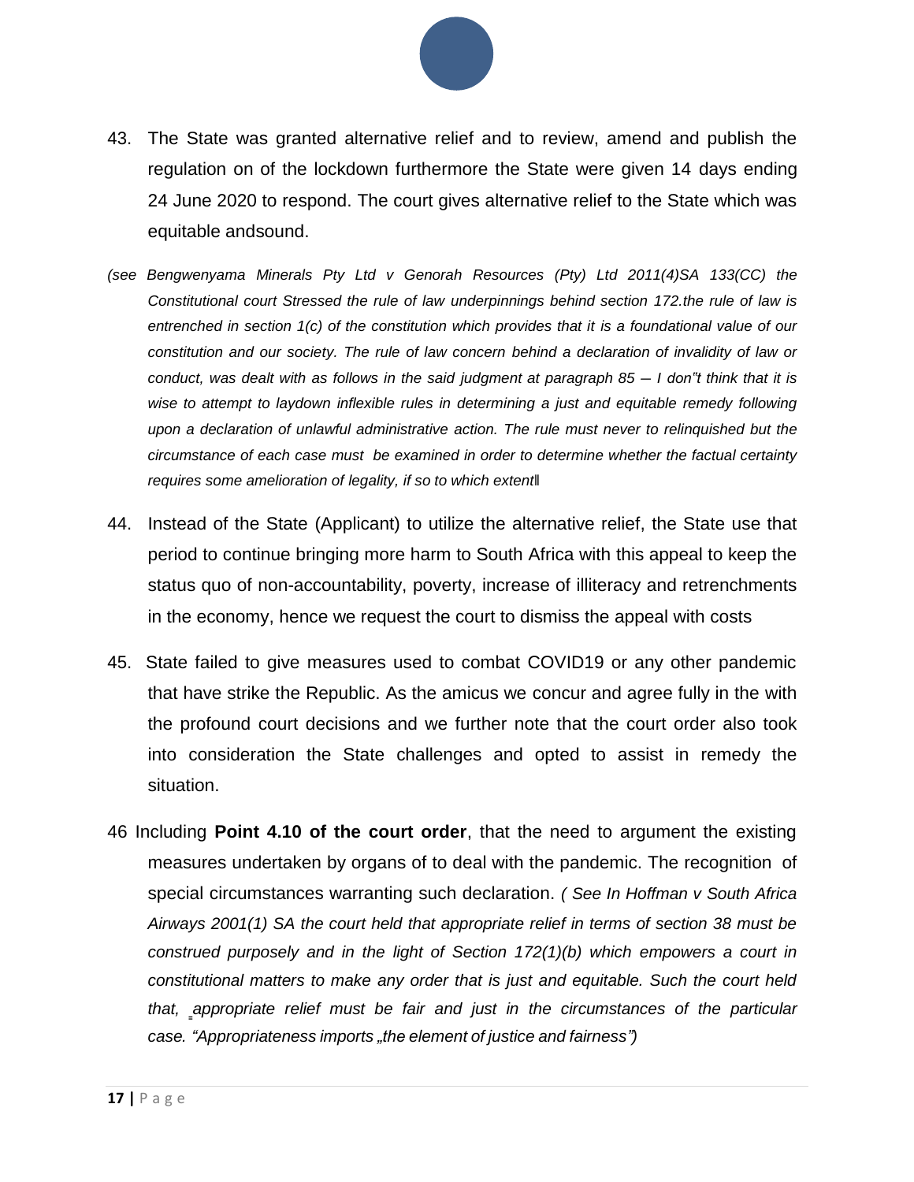43. The State was granted alternative relief and to review, amend and publish the regulation on of the lockdown furthermore the State were given 14 days ending 24 June 2020 to respond. The court gives alternative relief to the State which was equitable andsound.

*(see Bengwenyama Minerals Pty Ltd v Genorah Resources (Pty) Ltd 2011(4)SA 133(CC) the Constitutional court Stressed the rule of law underpinnings behind section 172.the rule of law is entrenched in section 1(c) of the constitution which provides that it is a foundational value of our constitution and our society. The rule of law concern behind a declaration of invalidity of law or conduct, was dealt with as follows in the said judgment at paragraph 85 – I don"t think that it is wise to attempt to laydown inflexible rules in determining a just and equitable remedy following upon a declaration of unlawful administrative action. The rule must never to relinquished but the circumstance of each case must be examined in order to determine whether the factual certainty requires some amelioration of legality, if so to which extent‖*

44. Instead of the State (Applicant) to utilize the alternative relief, the State use that period to continue bringing more harm to South Africa with this appeal to keep the status quo of non-accountability, poverty, increase of illiteracy and retrenchments in the economy, hence we request the court to dismiss the appeal with costs

45. State failed to give measures used to combat COVID19 or any other pandemic that have strike the Republic. As the amicus we concur and agree fully in the with the profound court decisions and we further note that the court order also took into consideration the State challenges and opted to assist in remedy the situation.

46 Including **Point 4.10 of the court order**, that the need to argument the existing measures undertaken by organs of to deal with the pandemic. The recognition of special circumstances warranting such declaration. *( See In Hoffman v South Africa Airways 2001(1) SA the court held that appropriate relief in terms of section 38 must be construed purposely and in the light of Section 172(1)(b) which empowers a court in constitutional matters to make any order that is just and equitable. Such the court held that, ‗appropriate relief must be fair and just in the circumstances of the particular case. "Appropriateness imports „the element of justice and fairness")*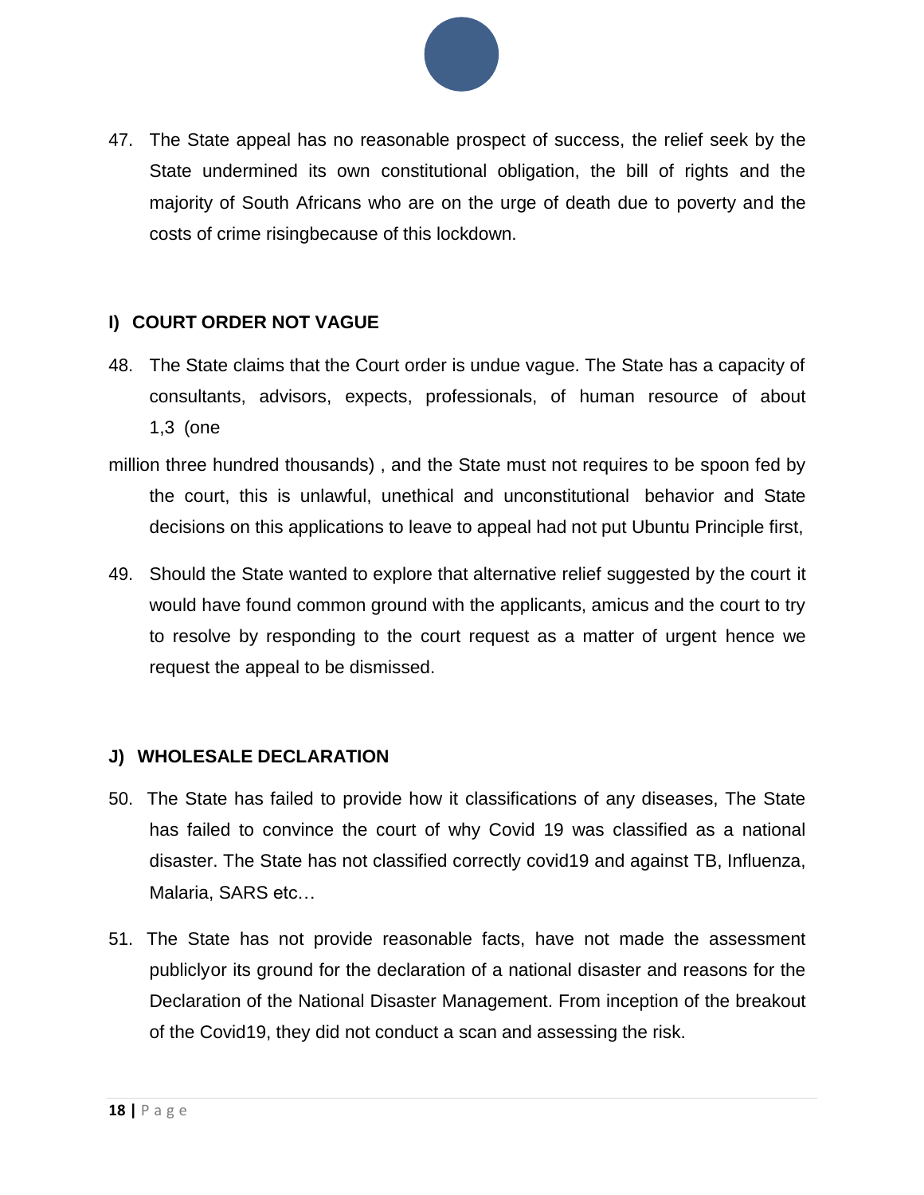47. The State appeal has no reasonable prospect of success, the relief seek by the State undermined its own constitutional obligation, the bill of rights and the majority of South Africans who are on the urge of death due to poverty and the costs of crime risingbecause of this lockdown.

**I) COURT ORDER NOT VAGUE**

48. The State claims that the Court order is undue vague. The State has a capacity of consultants, advisors, expects, professionals, of human resource of about 1,3 (one million three hundred thousands) , and the State must not requires to be spoon fed by the court, this is unlawful, unethical and unconstitutional behavior and State decisions on this applications to leave to appeal had not put Ubuntu Principle first,

49. Should the State wanted to explore that alternative relief suggested by the court it would have found common ground with the applicants, amicus and the court to try to resolve by responding to the court request as a matter of urgent hence we request the appeal to be dismissed.

**J) WHOLESALE DECLARATION**

50. The State has failed to provide how it classifications of any diseases, The State has failed to convince the court of why Covid 19 was classified as a national disaster. The State has not classified correctly covid19 and against TB, Influenza, Malaria, SARS etc…

51. The State has not provide reasonable facts, have not made the assessment publiclyor its ground for the declaration of a national disaster and reasons for the Declaration of the National Disaster Management. From inception of the breakout of the Covid19, they did not conduct a scan and assessing the risk.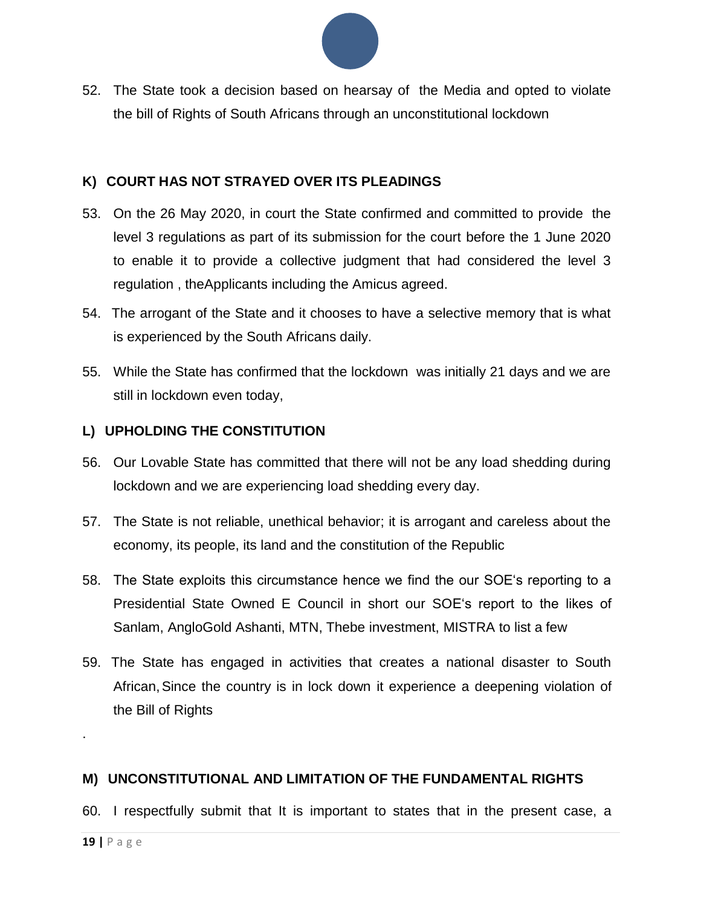52. The State took a decision based on hearsay of the Media and opted to violate the bill of Rights of South Africans through an unconstitutional lockdown

### K) COURT HAS NOT STRAYED OVER ITS PLEADINGS

53. On the 26 May 2020, in court the State confirmed and committed to provide the level 3 regulations as part of its submission for the court before the 1 June 2020 to enable it to provide a collective judgment that had considered the level 3 regulation , theApplicants including the Amicus agreed.

54. The arrogant of the State and it chooses to have a selective memory that is what is experienced by the South Africans daily.

55. While the State has confirmed that the lockdown was initially 21 days and we are still in lockdown even today,

### L) UPHOLDING THE CONSTITUTION

56. Our Lovable State has committed that there will not be any load shedding during lockdown and we are experiencing load shedding every day.

57. The State is not reliable, unethical behavior; it is arrogant and careless about the economy, its people, its land and the constitution of the Republic

58. The State exploits this circumstance hence we find the our SOE's reporting to a Presidential State Owned E Council in short our SOE's report to the likes of Sanlam, AngloGold Ashanti, MTN, Thebe investment, MISTRA to list a few

59. The State has engaged in activities that creates a national disaster to South African, Since the country is in lock down it experience a deepening violation of the Bill of Rights

.

### M) UNCONSTITUTIONAL AND LIMITATION OF THE FUNDAMENTAL RIGHTS

60. I respectfully submit that It is important to states that in the present case, a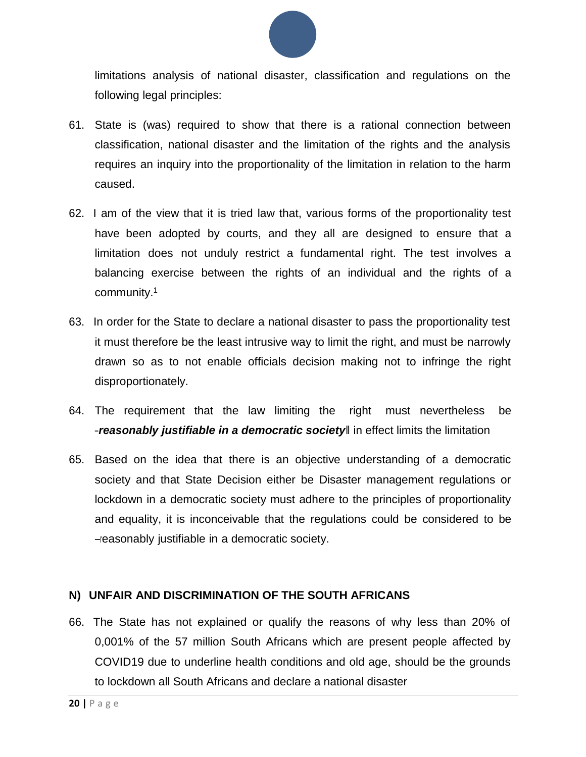limitations analysis of national disaster, classification and regulations on the following legal principles:

61. State is (was) required to show that there is a rational connection between classification, national disaster and the limitation of the rights and the analysis requires an inquiry into the proportionality of the limitation in relation to the harm caused.

62. I am of the view that it is tried law that, various forms of the proportionality test have been adopted by courts, and they all are designed to ensure that a limitation does not unduly restrict a fundamental right. The test involves a balancing exercise between the rights of an individual and the rights of a community.[1]

63. In order for the State to declare a national disaster to pass the proportionality test it must therefore be the least intrusive way to limit the right, and must be narrowly drawn so as to not enable officials decision making not to infringe the right disproportionately.

64. The requirement that the law limiting the right must nevertheless be -***reasonably justifiable in a democratic society***‖ in effect limits the limitation

65. Based on the idea that there is an objective understanding of a democratic society and that State Decision either be Disaster management regulations or lockdown in a democratic society must adhere to the principles of proportionality and equality, it is inconceivable that the regulations could be considered to be ―reasonably justifiable in a democratic society.

## N) UNFAIR AND DISCRIMINATION OF THE SOUTH AFRICANS

66. The State has not explained or qualify the reasons of why less than 20% of 0,001% of the 57 million South Africans which are present people affected by COVID19 due to underline health conditions and old age, should be the grounds to lockdown all South Africans and declare a national disaster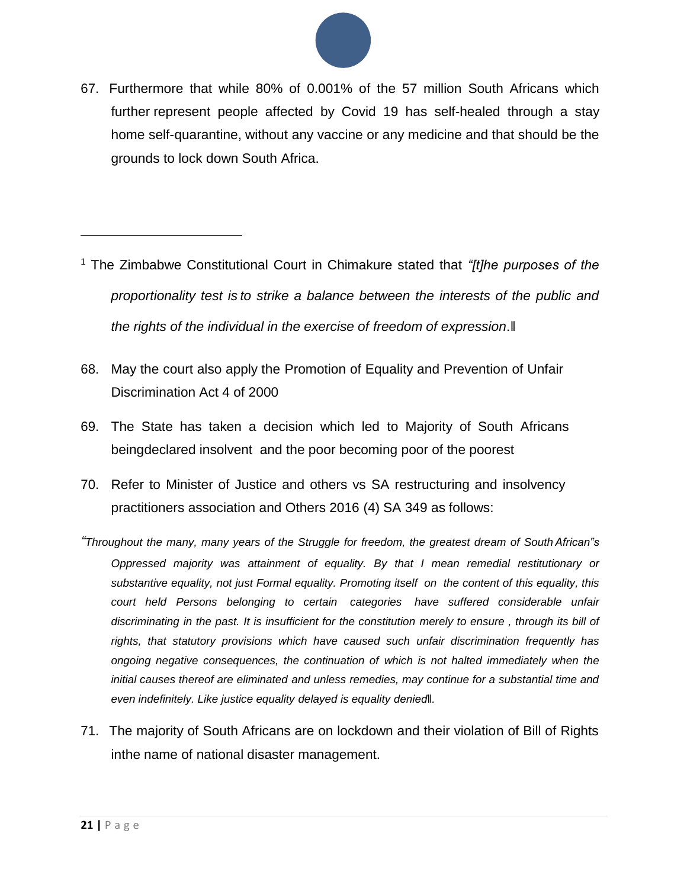67. Furthermore that while 80% of 0.001% of the 57 million South Africans which further represent people affected by Covid 19 has self-healed through a stay home self-quarantine, without any vaccine or any medicine and that should be the grounds to lock down South Africa.

68. May the court also apply the Promotion of Equality and Prevention of Unfair Discrimination Act 4 of 2000

69. The State has taken a decision which led to Majority of South Africans beingdeclared insolvent and the poor becoming poor of the poorest

70. Refer to Minister of Justice and others vs SA restructuring and insolvency practitioners association and Others 2016 (4) SA 349 as follows:

*"Throughout the many, many years of the Struggle for freedom, the greatest dream of South African"s Oppressed majority was attainment of equality. By that I mean remedial restitutionary or substantive equality, not just Formal equality. Promoting itself on the content of this equality, this court held Persons belonging to certain categories have suffered considerable unfair discriminating in the past. It is insufficient for the constitution merely to ensure , through its bill of rights, that statutory provisions which have caused such unfair discrimination frequently has ongoing negative consequences, the continuation of which is not halted immediately when the initial causes thereof are eliminated and unless remedies, may continue for a substantial time and even indefinitely. Like justice equality delayed is equality denied‖.*

71. The majority of South Africans are on lockdown and their violation of Bill of Rights inthe name of national disaster management.

---

[1] The Zimbabwe Constitutional Court in Chimakure stated that *"[t]he purposes of the proportionality test is to strike a balance between the interests of the public and the rights of the individual in the exercise of freedom of expression*.‖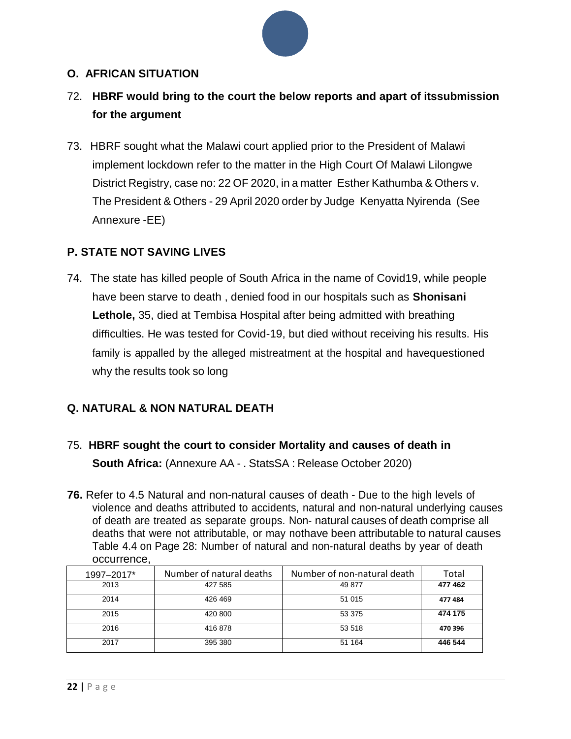## O. AFRICAN SITUATION

72. **HBRF would bring to the court the below reports and apart of itssubmission for the argument**

73. HBRF sought what the Malawi court applied prior to the President of Malawi implement lockdown refer to the matter in the High Court Of Malawi Lilongwe District Registry, case no: 22 OF 2020, in a matter Esther Kathumba & Others v. The President & Others - 29 April 2020 order by Judge Kenyatta Nyirenda (See Annexure -EE)

## P. STATE NOT SAVING LIVES

74. The state has killed people of South Africa in the name of Covid19, while people have been starve to death , denied food in our hospitals such as **Shonisani Lethole,** 35, died at Tembisa Hospital after being admitted with breathing difficulties. He was tested for Covid-19, but died without receiving his results. His family is appalled by the alleged mistreatment at the hospital and havequestioned why the results took so long

## Q. NATURAL & NON NATURAL DEATH

75. **HBRF sought the court to consider Mortality and causes of death in South Africa:** (Annexure AA - . StatsSA : Release October 2020)

**76.** Refer to 4.5 Natural and non-natural causes of death - Due to the high levels of violence and deaths attributed to accidents, natural and non-natural underlying causes of death are treated as separate groups. Non- natural causes of death comprise all deaths that were not attributable, or may nothave been attributable to natural causes Table 4.4 on Page 28: Number of natural and non-natural deaths by year of death occurrence,

| 1997–2017* | Number of natural deaths | Number of non-natural death | Total |
|---|---|---|---|
| 2013 | 427 585 | 49 877 | **477 462** |
| 2014 | 426 469 | 51 015 | **477 484** |
| 2015 | 420 800 | 53 375 | **474 175** |
| 2016 | 416 878 | 53 518 | **470 396** |
| 2017 | 395 380 | 51 164 | **446 544** |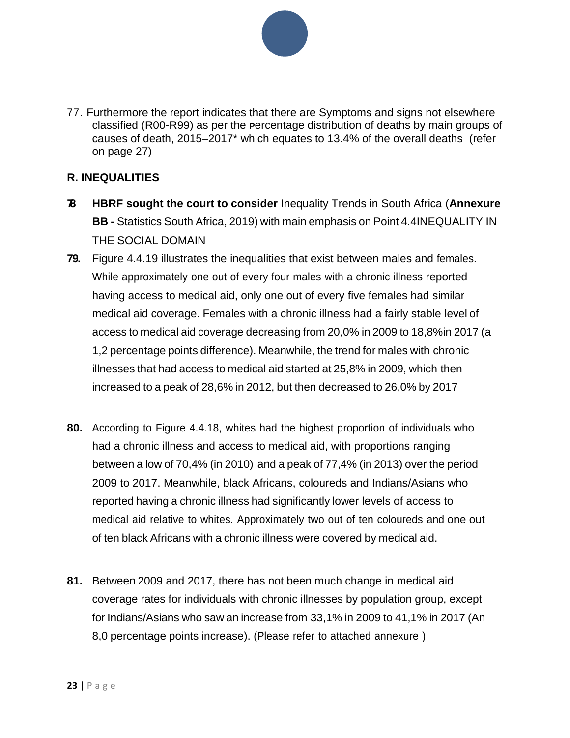77. Furthermore the report indicates that there are Symptoms and signs not elsewhere classified (R00-R99) as per the Percentage distribution of deaths by main groups of causes of death, 2015–2017* which equates to 13.4% of the overall deaths (refer on page 27)

## R. INEQUALITIES

**78** **HBRF sought the court to consider** Inequality Trends in South Africa (**Annexure BB -** Statistics South Africa, 2019) with main emphasis on Point 4.4INEQUALITY IN THE SOCIAL DOMAIN

**79.** Figure 4.4.19 illustrates the inequalities that exist between males and females. While approximately one out of every four males with a chronic illness reported having access to medical aid, only one out of every five females had similar medical aid coverage. Females with a chronic illness had a fairly stable level of access to medical aid coverage decreasing from 20,0% in 2009 to 18,8%in 2017 (a 1,2 percentage points difference). Meanwhile, the trend for males with chronic illnesses that had access to medical aid started at 25,8% in 2009, which then increased to a peak of 28,6% in 2012, but then decreased to 26,0% by 2017

**80.** According to Figure 4.4.18, whites had the highest proportion of individuals who had a chronic illness and access to medical aid, with proportions ranging between a low of 70,4% (in 2010) and a peak of 77,4% (in 2013) over the period 2009 to 2017. Meanwhile, black Africans, coloureds and Indians/Asians who reported having a chronic illness had significantly lower levels of access to medical aid relative to whites. Approximately two out of ten coloureds and one out of ten black Africans with a chronic illness were covered by medical aid.

**81.** Between 2009 and 2017, there has not been much change in medical aid coverage rates for individuals with chronic illnesses by population group, except for Indians/Asians who saw an increase from 33,1% in 2009 to 41,1% in 2017 (An 8,0 percentage points increase). (Please refer to attached annexure )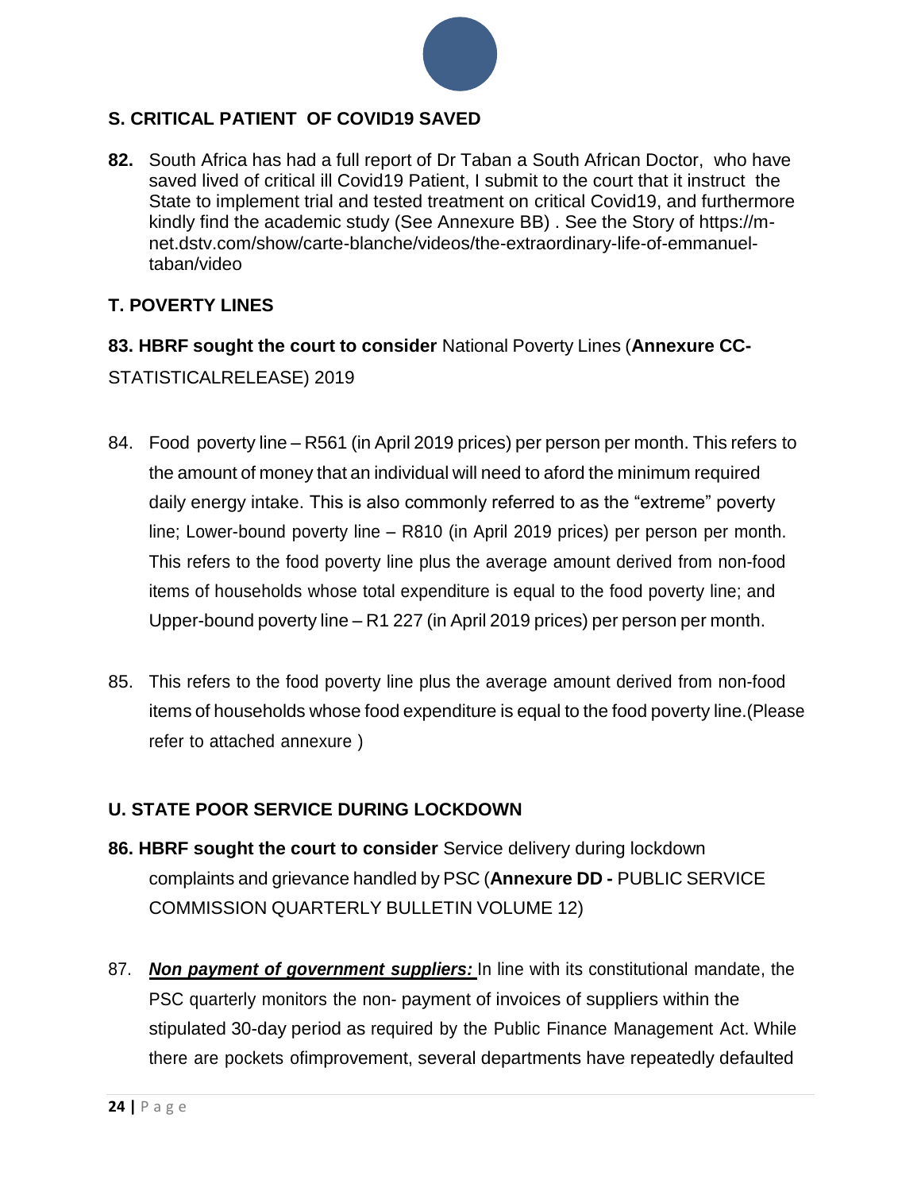## S. CRITICAL PATIENT OF COVID19 SAVED

**82.** South Africa has had a full report of Dr Taban a South African Doctor, who have saved lived of critical ill Covid19 Patient, I submit to the court that it instruct the State to implement trial and tested treatment on critical Covid19, and furthermore kindly find the academic study (See Annexure BB) . See the Story of https://m-net.dstv.com/show/carte-blanche/videos/the-extraordinary-life-of-emmanuel-taban/video

## T. POVERTY LINES

**83. HBRF sought the court to consider** National Poverty Lines (**Annexure CC-** STATISTICALRELEASE) 2019

84. Food poverty line – R561 (in April 2019 prices) per person per month. This refers to the amount of money that an individual will need to aford the minimum required daily energy intake. This is also commonly referred to as the "extreme" poverty line; Lower-bound poverty line – R810 (in April 2019 prices) per person per month. This refers to the food poverty line plus the average amount derived from non-food items of households whose total expenditure is equal to the food poverty line; and Upper-bound poverty line – R1 227 (in April 2019 prices) per person per month.

85. This refers to the food poverty line plus the average amount derived from non-food items of households whose food expenditure is equal to the food poverty line.(Please refer to attached annexure )

## U. STATE POOR SERVICE DURING LOCKDOWN

**86. HBRF sought the court to consider** Service delivery during lockdown complaints and grievance handled by PSC (**Annexure DD -** PUBLIC SERVICE COMMISSION QUARTERLY BULLETIN VOLUME 12)

87. ***Non payment of government suppliers:*** In line with its constitutional mandate, the PSC quarterly monitors the non- payment of invoices of suppliers within the stipulated 30-day period as required by the Public Finance Management Act. While there are pockets ofimprovement, several departments have repeatedly defaulted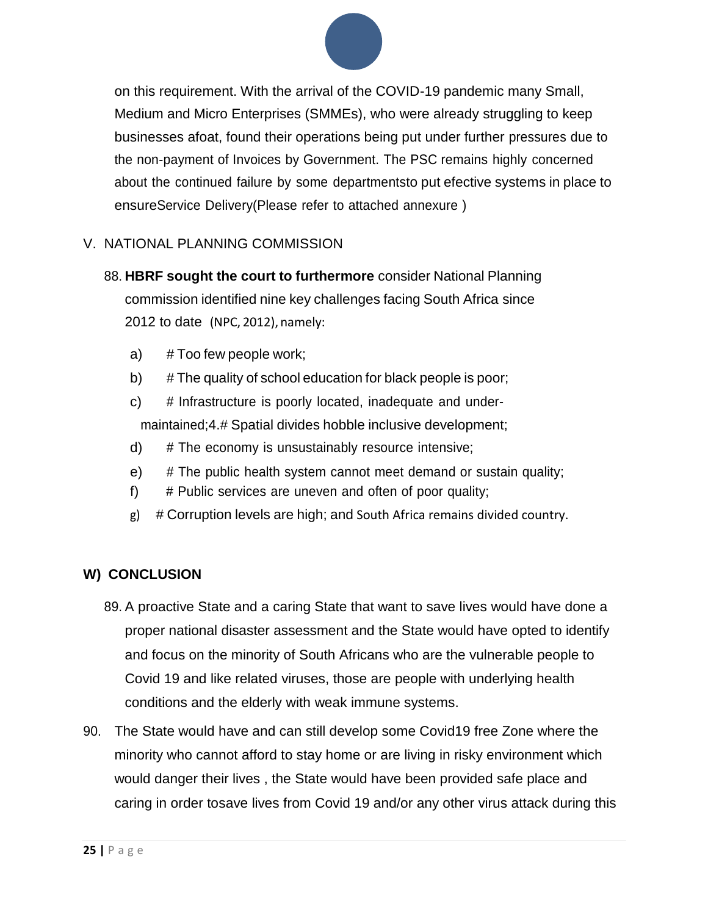on this requirement. With the arrival of the COVID-19 pandemic many Small, Medium and Micro Enterprises (SMMEs), who were already struggling to keep businesses afoat, found their operations being put under further pressures due to the non-payment of Invoices by Government. The PSC remains highly concerned about the continued failure by some departmentsto put efective systems in place to ensureService Delivery(Please refer to attached annexure )

## V. NATIONAL PLANNING COMMISSION

88. **HBRF sought the court to furthermore** consider National Planning commission identified nine key challenges facing South Africa since 2012 to date (NPC, 2012), namely:

   a) # Too few people work;

   b) # The quality of school education for black people is poor;

   c) # Infrastructure is poorly located, inadequate and under-maintained;4.# Spatial divides hobble inclusive development;

   d) # The economy is unsustainably resource intensive;

   e) # The public health system cannot meet demand or sustain quality;

   f) # Public services are uneven and often of poor quality;

   g) # Corruption levels are high; and South Africa remains divided country.

## W) CONCLUSION

89. A proactive State and a caring State that want to save lives would have done a proper national disaster assessment and the State would have opted to identify and focus on the minority of South Africans who are the vulnerable people to Covid 19 and like related viruses, those are people with underlying health conditions and the elderly with weak immune systems.

90. The State would have and can still develop some Covid19 free Zone where the minority who cannot afford to stay home or are living in risky environment which would danger their lives , the State would have been provided safe place and caring in order tosave lives from Covid 19 and/or any other virus attack during this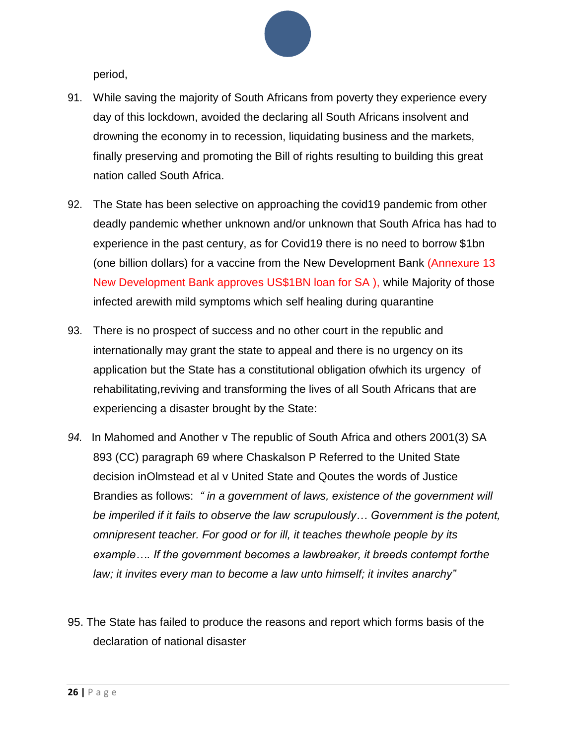period,

91. While saving the majority of South Africans from poverty they experience every day of this lockdown, avoided the declaring all South Africans insolvent and drowning the economy in to recession, liquidating business and the markets, finally preserving and promoting the Bill of rights resulting to building this great nation called South Africa.

92. The State has been selective on approaching the covid19 pandemic from other deadly pandemic whether unknown and/or unknown that South Africa has had to experience in the past century, as for Covid19 there is no need to borrow $1bn (one billion dollars) for a vaccine from the New Development Bank (Annexure 13 New Development Bank approves US$1BN loan for SA ), while Majority of those infected arewith mild symptoms which self healing during quarantine

93. There is no prospect of success and no other court in the republic and internationally may grant the state to appeal and there is no urgency on its application but the State has a constitutional obligation ofwhich its urgency of rehabilitating,reviving and transforming the lives of all South Africans that are experiencing a disaster brought by the State:

*94.* In Mahomed and Another v The republic of South Africa and others 2001(3) SA 893 (CC) paragraph 69 where Chaskalson P Referred to the United State decision inOlmstead et al v United State and Qoutes the words of Justice Brandies as follows: *" in a government of laws, existence of the government will be imperiled if it fails to observe the law scrupulously… Government is the potent, omnipresent teacher. For good or for ill, it teaches thewhole people by its example…. If the government becomes a lawbreaker, it breeds contempt forthe law; it invites every man to become a law unto himself; it invites anarchy"*

95. The State has failed to produce the reasons and report which forms basis of the declaration of national disaster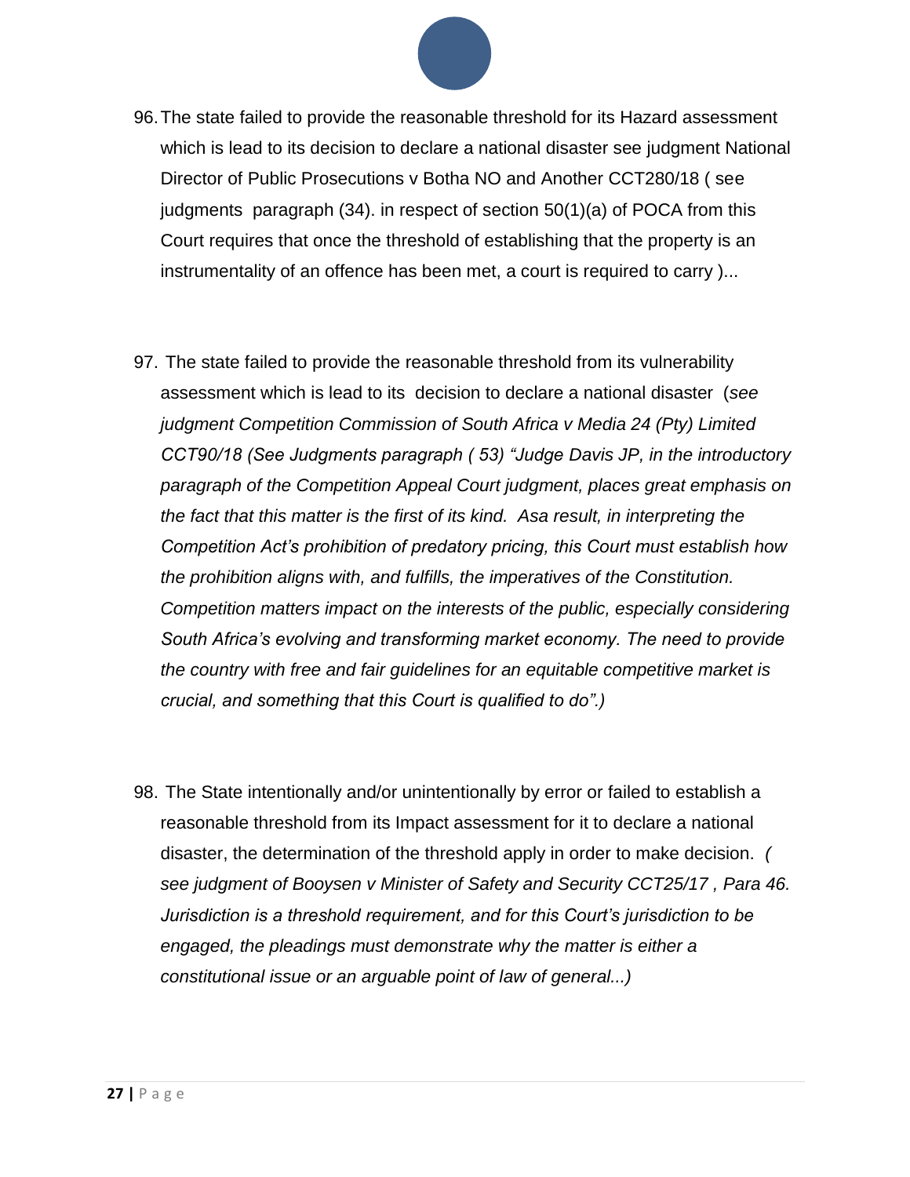96. The state failed to provide the reasonable threshold for its Hazard assessment which is lead to its decision to declare a national disaster see judgment National Director of Public Prosecutions v Botha NO and Another CCT280/18 ( see judgments paragraph (34). in respect of section 50(1)(a) of POCA from this Court requires that once the threshold of establishing that the property is an instrumentality of an offence has been met, a court is required to carry )...

97. The state failed to provide the reasonable threshold from its vulnerability assessment which is lead to its decision to declare a national disaster (*see judgment Competition Commission of South Africa v Media 24 (Pty) Limited CCT90/18 (See Judgments paragraph ( 53) "Judge Davis JP, in the introductory paragraph of the Competition Appeal Court judgment, places great emphasis on the fact that this matter is the first of its kind. Asa result, in interpreting the Competition Act's prohibition of predatory pricing, this Court must establish how the prohibition aligns with, and fulfills, the imperatives of the Constitution. Competition matters impact on the interests of the public, especially considering South Africa's evolving and transforming market economy. The need to provide the country with free and fair guidelines for an equitable competitive market is crucial, and something that this Court is qualified to do".)*

98. The State intentionally and/or unintentionally by error or failed to establish a reasonable threshold from its Impact assessment for it to declare a national disaster, the determination of the threshold apply in order to make decision. *( see judgment of Booysen v Minister of Safety and Security CCT25/17 , Para 46. Jurisdiction is a threshold requirement, and for this Court's jurisdiction to be engaged, the pleadings must demonstrate why the matter is either a constitutional issue or an arguable point of law of general...)*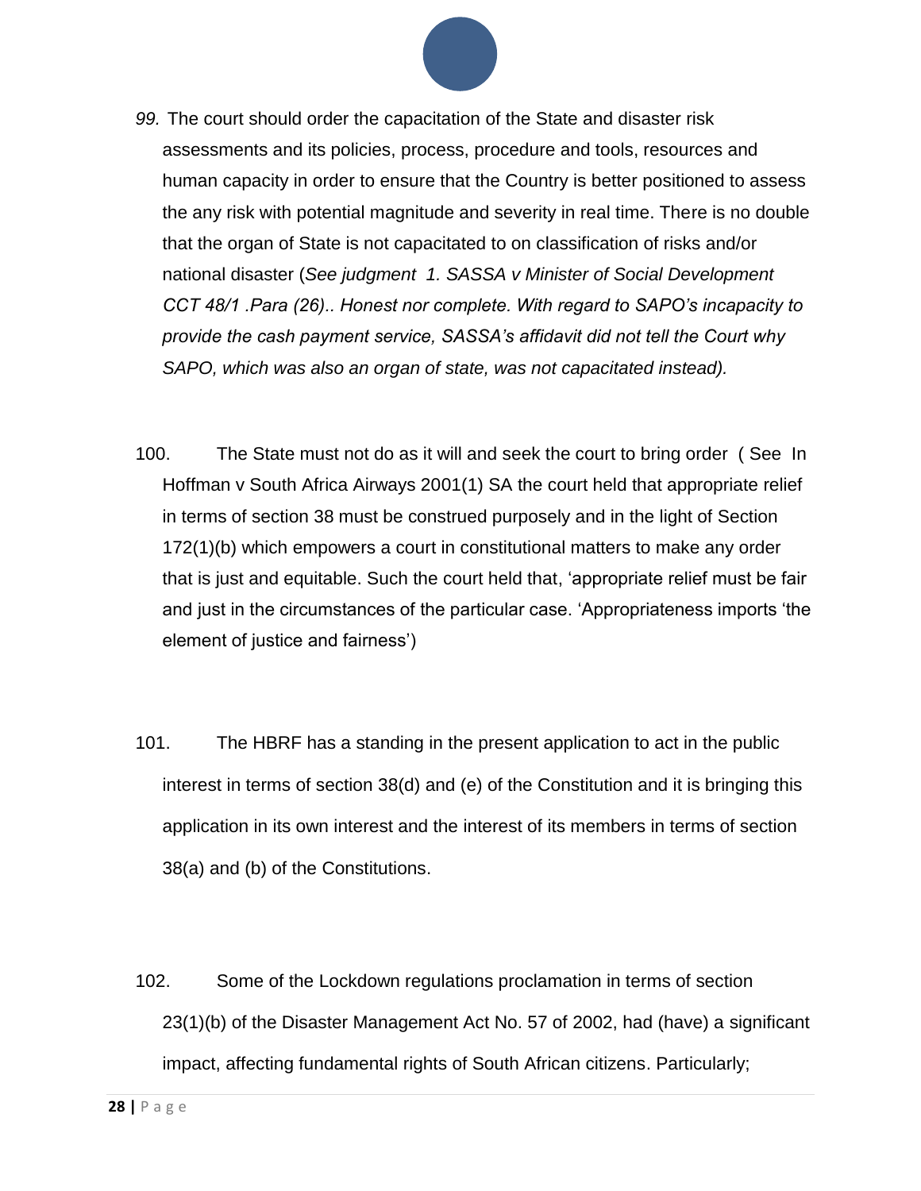*99.* The court should order the capacitation of the State and disaster risk assessments and its policies, process, procedure and tools, resources and human capacity in order to ensure that the Country is better positioned to assess the any risk with potential magnitude and severity in real time. There is no double that the organ of State is not capacitated to on classification of risks and/or national disaster (*See judgment 1. SASSA v Minister of Social Development CCT 48/1 .Para (26).. Honest nor complete. With regard to SAPO's incapacity to provide the cash payment service, SASSA's affidavit did not tell the Court why SAPO, which was also an organ of state, was not capacitated instead).*

100. The State must not do as it will and seek the court to bring order ( See In Hoffman v South Africa Airways 2001(1) SA the court held that appropriate relief in terms of section 38 must be construed purposely and in the light of Section 172(1)(b) which empowers a court in constitutional matters to make any order that is just and equitable. Such the court held that, 'appropriate relief must be fair and just in the circumstances of the particular case. 'Appropriateness imports 'the element of justice and fairness')

101. The HBRF has a standing in the present application to act in the public interest in terms of section 38(d) and (e) of the Constitution and it is bringing this application in its own interest and the interest of its members in terms of section 38(a) and (b) of the Constitutions.

102. Some of the Lockdown regulations proclamation in terms of section 23(1)(b) of the Disaster Management Act No. 57 of 2002, had (have) a significant impact, affecting fundamental rights of South African citizens. Particularly;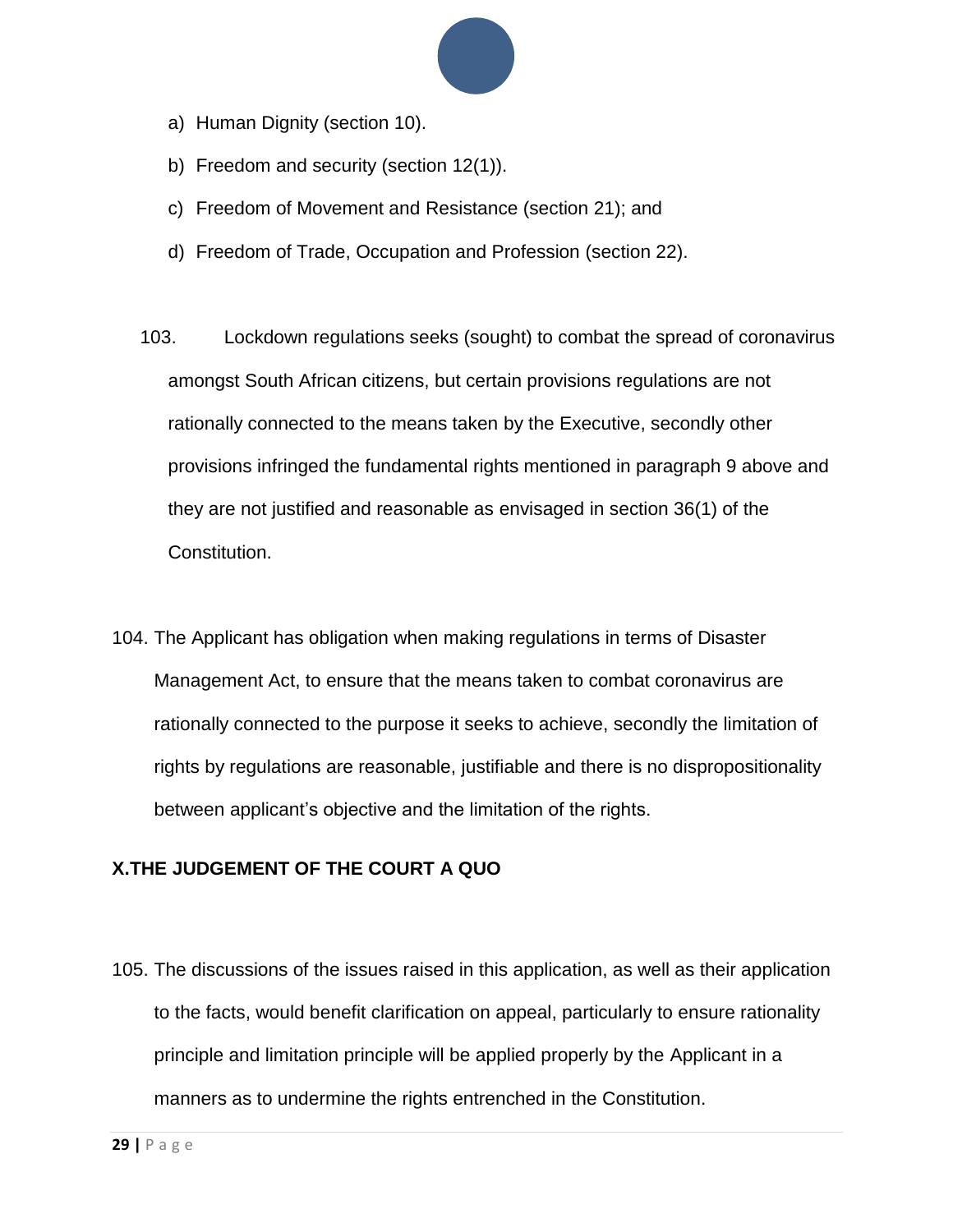a) Human Dignity (section 10).

b) Freedom and security (section 12(1)).

c) Freedom of Movement and Resistance (section 21); and

d) Freedom of Trade, Occupation and Profession (section 22).

103. Lockdown regulations seeks (sought) to combat the spread of coronavirus amongst South African citizens, but certain provisions regulations are not rationally connected to the means taken by the Executive, secondly other provisions infringed the fundamental rights mentioned in paragraph 9 above and they are not justified and reasonable as envisaged in section 36(1) of the Constitution.

104. The Applicant has obligation when making regulations in terms of Disaster Management Act, to ensure that the means taken to combat coronavirus are rationally connected to the purpose it seeks to achieve, secondly the limitation of rights by regulations are reasonable, justifiable and there is no dispropositionality between applicant's objective and the limitation of the rights.

## X.THE JUDGEMENT OF THE COURT A QUO

105. The discussions of the issues raised in this application, as well as their application to the facts, would benefit clarification on appeal, particularly to ensure rationality principle and limitation principle will be applied properly by the Applicant in a manners as to undermine the rights entrenched in the Constitution.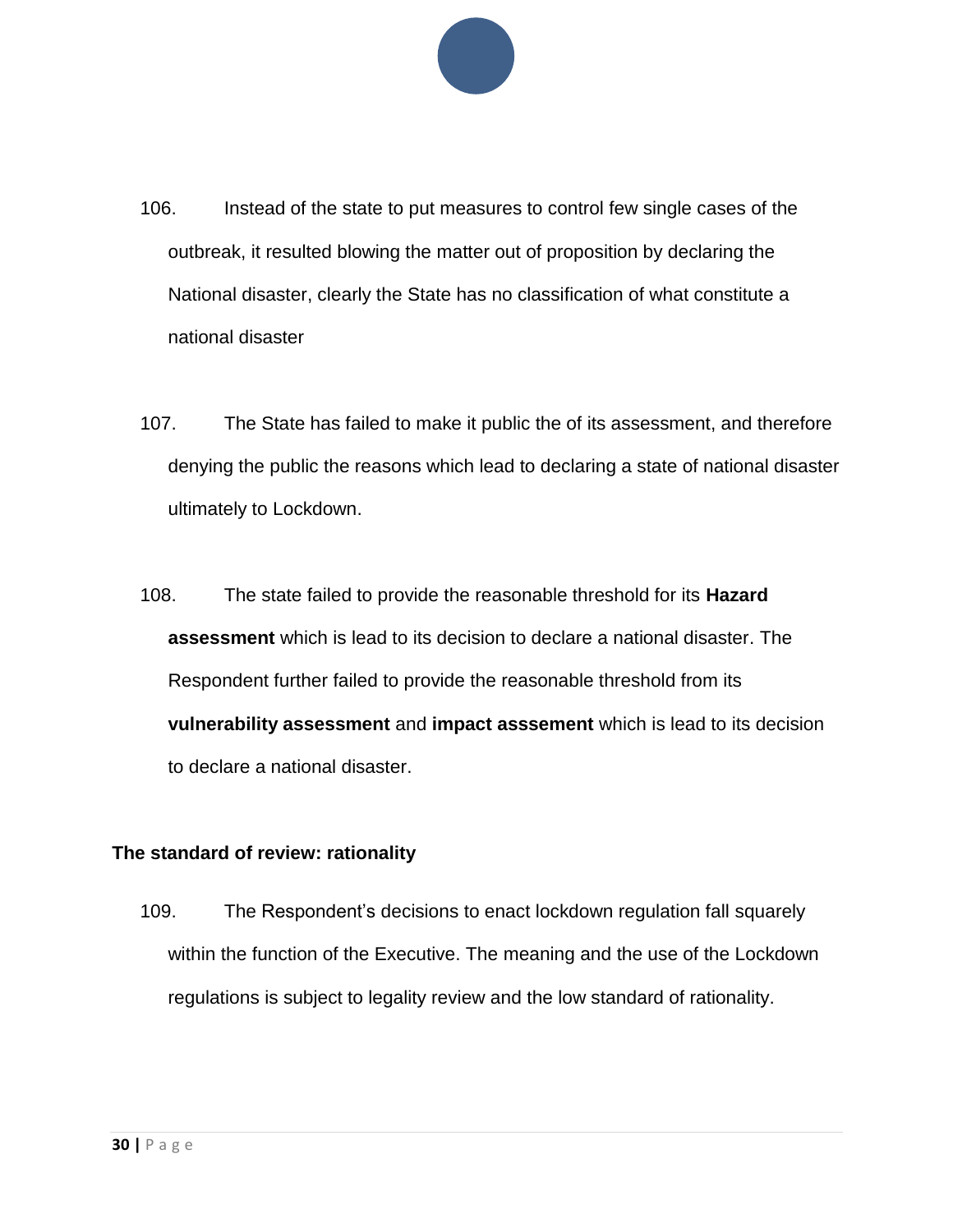106. Instead of the state to put measures to control few single cases of the outbreak, it resulted blowing the matter out of proposition by declaring the National disaster, clearly the State has no classification of what constitute a national disaster

107. The State has failed to make it public the of its assessment, and therefore denying the public the reasons which lead to declaring a state of national disaster ultimately to Lockdown.

108. The state failed to provide the reasonable threshold for its **Hazard assessment** which is lead to its decision to declare a national disaster. The Respondent further failed to provide the reasonable threshold from its **vulnerability assessment** and **impact asssement** which is lead to its decision to declare a national disaster.

**The standard of review: rationality**

109. The Respondent's decisions to enact lockdown regulation fall squarely within the function of the Executive. The meaning and the use of the Lockdown regulations is subject to legality review and the low standard of rationality.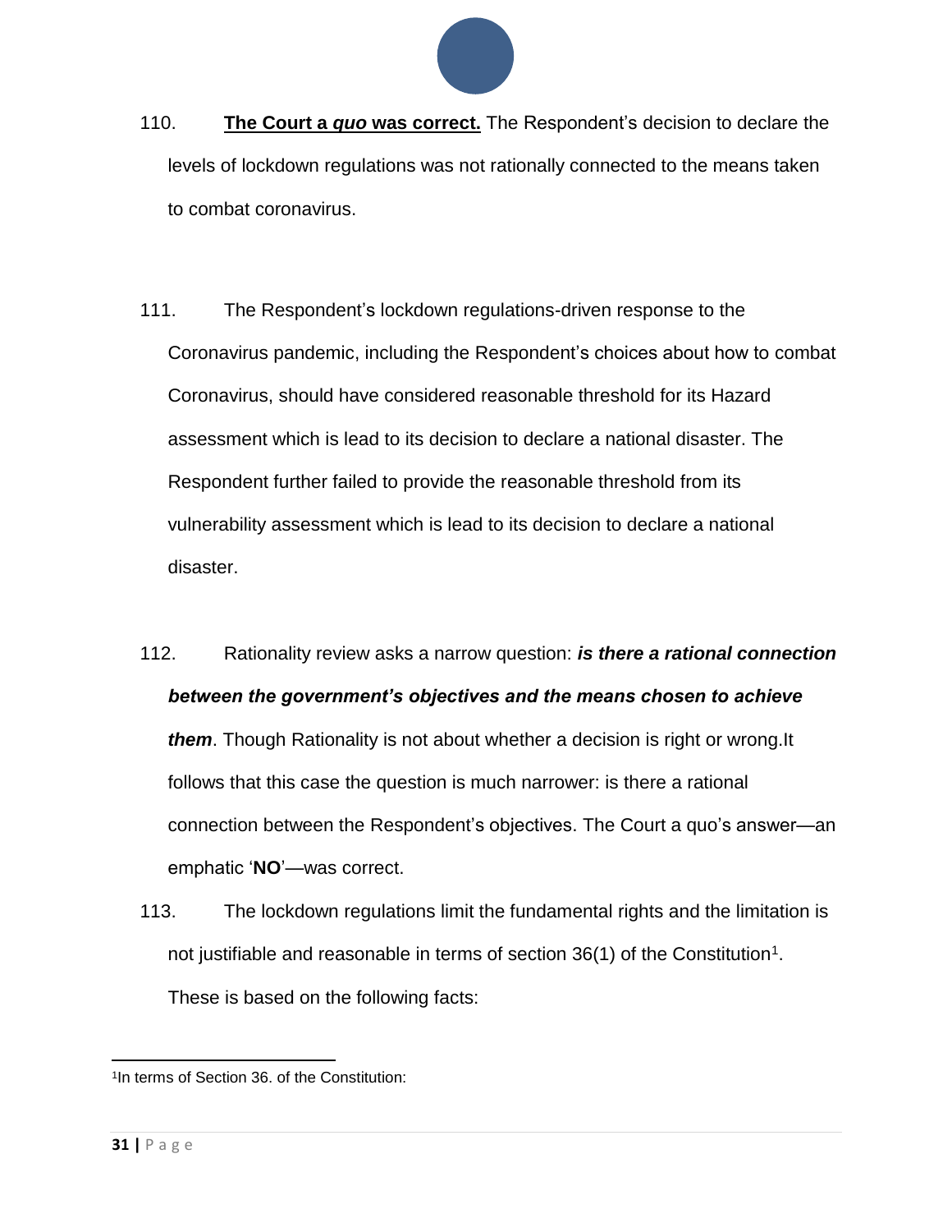110. **<u>The Court a *quo* was correct.</u>** The Respondent's decision to declare the levels of lockdown regulations was not rationally connected to the means taken to combat coronavirus.

111. The Respondent's lockdown regulations-driven response to the Coronavirus pandemic, including the Respondent's choices about how to combat Coronavirus, should have considered reasonable threshold for its Hazard assessment which is lead to its decision to declare a national disaster. The Respondent further failed to provide the reasonable threshold from its vulnerability assessment which is lead to its decision to declare a national disaster.

112. Rationality review asks a narrow question: ***is there a rational connection between the government's objectives and the means chosen to achieve them***. Though Rationality is not about whether a decision is right or wrong.It follows that this case the question is much narrower: is there a rational connection between the Respondent's objectives. The Court a quo's answer—an emphatic '**NO**'—was correct.

113. The lockdown regulations limit the fundamental rights and the limitation is not justifiable and reasonable in terms of section 36(1) of the Constitution[1]. These is based on the following facts:

---

[1]In terms of Section 36. of the Constitution: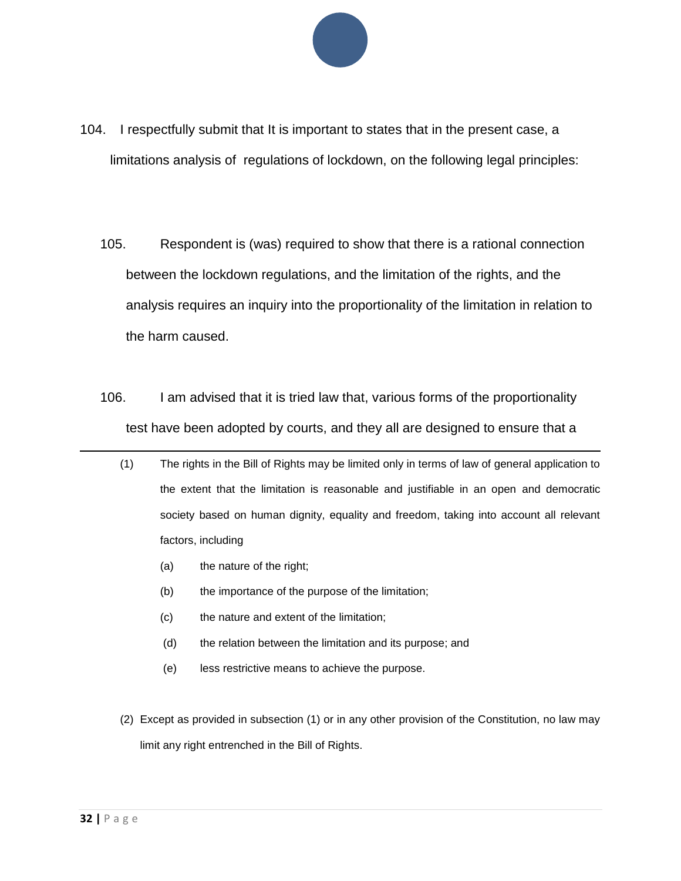104. I respectfully submit that It is important to states that in the present case, a limitations analysis of regulations of lockdown, on the following legal principles:

105. Respondent is (was) required to show that there is a rational connection between the lockdown regulations, and the limitation of the rights, and the analysis requires an inquiry into the proportionality of the limitation in relation to the harm caused.

106. I am advised that it is tried law that, various forms of the proportionality test have been adopted by courts, and they all are designed to ensure that a

---

(1) The rights in the Bill of Rights may be limited only in terms of law of general application to the extent that the limitation is reasonable and justifiable in an open and democratic society based on human dignity, equality and freedom, taking into account all relevant factors, including

(a) the nature of the right;

(b) the importance of the purpose of the limitation;

(c) the nature and extent of the limitation;

(d) the relation between the limitation and its purpose; and

(e) less restrictive means to achieve the purpose.

(2) Except as provided in subsection (1) or in any other provision of the Constitution, no law may limit any right entrenched in the Bill of Rights.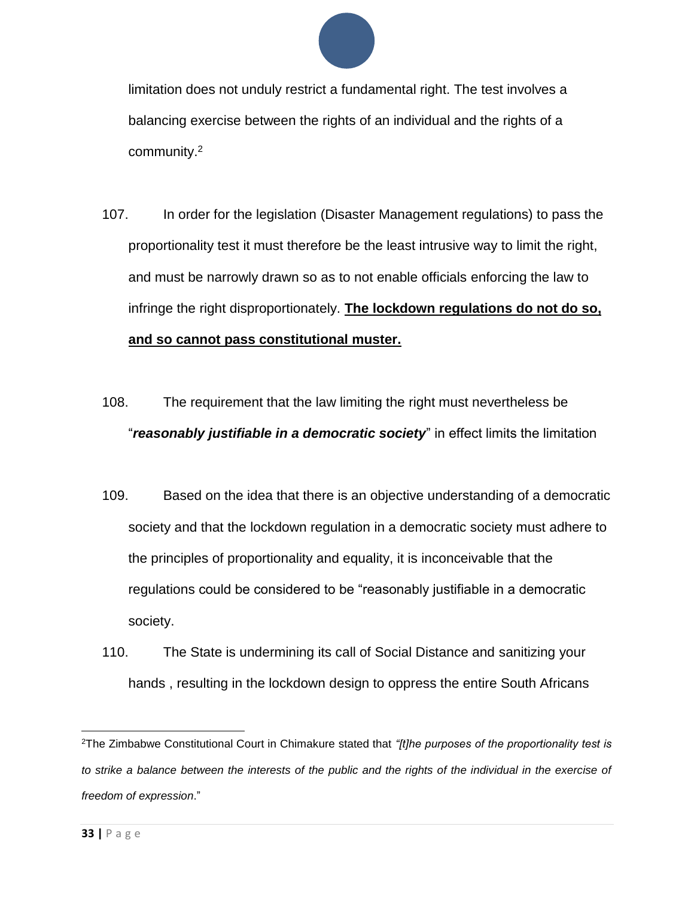limitation does not unduly restrict a fundamental right. The test involves a balancing exercise between the rights of an individual and the rights of a community.[2]

107. In order for the legislation (Disaster Management regulations) to pass the proportionality test it must therefore be the least intrusive way to limit the right, and must be narrowly drawn so as to not enable officials enforcing the law to infringe the right disproportionately. **<u>The lockdown regulations do not do so, and so cannot pass constitutional muster.</u>**

108. The requirement that the law limiting the right must nevertheless be "***reasonably justifiable in a democratic society***" in effect limits the limitation

109. Based on the idea that there is an objective understanding of a democratic society and that the lockdown regulation in a democratic society must adhere to the principles of proportionality and equality, it is inconceivable that the regulations could be considered to be "reasonably justifiable in a democratic society.

110. The State is undermining its call of Social Distance and sanitizing your hands , resulting in the lockdown design to oppress the entire South Africans

---

[2]The Zimbabwe Constitutional Court in Chimakure stated that *"[t]he purposes of the proportionality test is to strike a balance between the interests of the public and the rights of the individual in the exercise of freedom of expression*."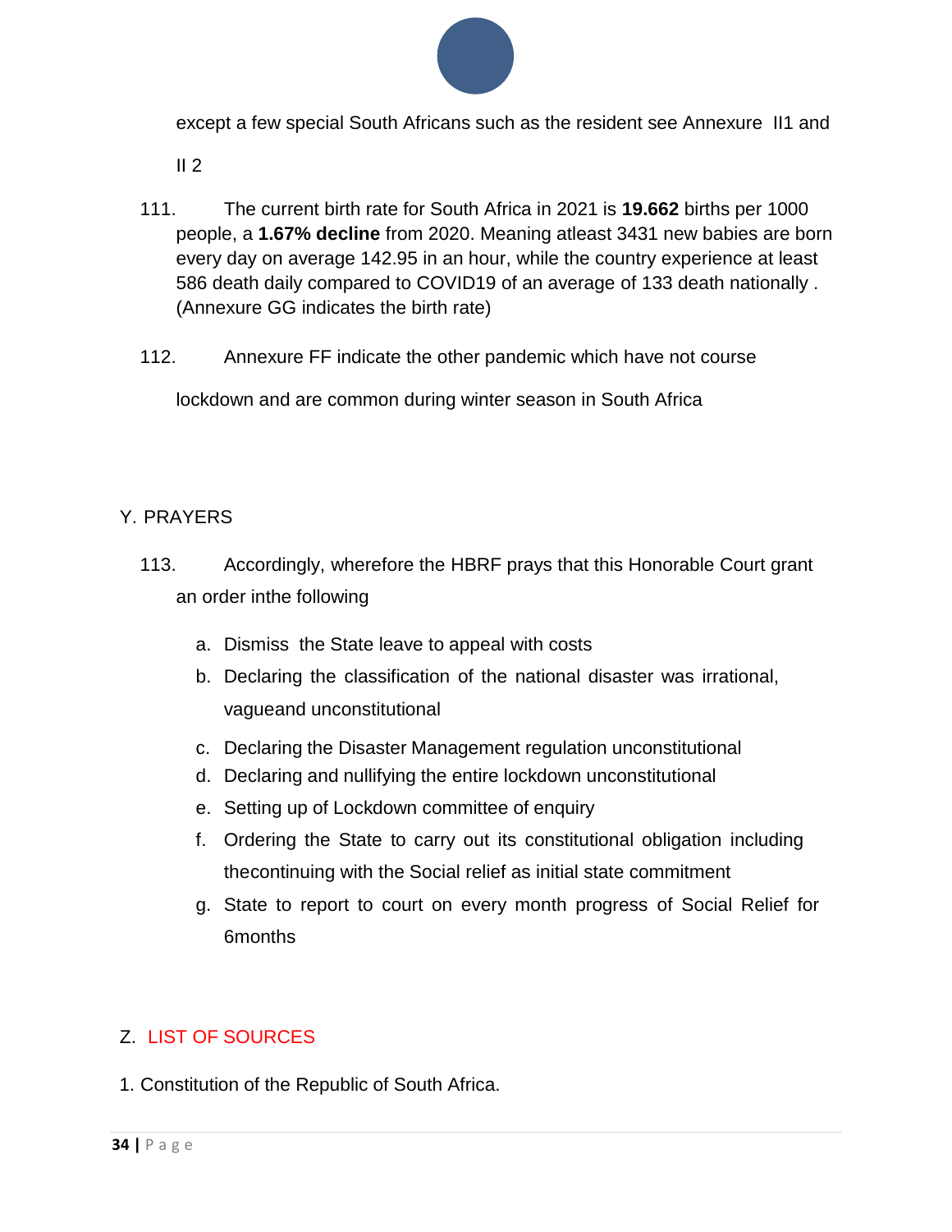except a few special South Africans such as the resident see Annexure II1 and II 2

111. The current birth rate for South Africa in 2021 is **19.662** births per 1000 people, a **1.67% decline** from 2020. Meaning atleast 3431 new babies are born every day on average 142.95 in an hour, while the country experience at least 586 death daily compared to COVID19 of an average of 133 death nationally . (Annexure GG indicates the birth rate)

112. Annexure FF indicate the other pandemic which have not course lockdown and are common during winter season in South Africa

## Y. PRAYERS

113. Accordingly, wherefore the HBRF prays that this Honorable Court grant an order inthe following

a. Dismiss the State leave to appeal with costs
b. Declaring the classification of the national disaster was irrational, vagueand unconstitutional
c. Declaring the Disaster Management regulation unconstitutional
d. Declaring and nullifying the entire lockdown unconstitutional
e. Setting up of Lockdown committee of enquiry
f. Ordering the State to carry out its constitutional obligation including thecontinuing with the Social relief as initial state commitment
g. State to report to court on every month progress of Social Relief for 6months

## Z. LIST OF SOURCES

1. Constitution of the Republic of South Africa.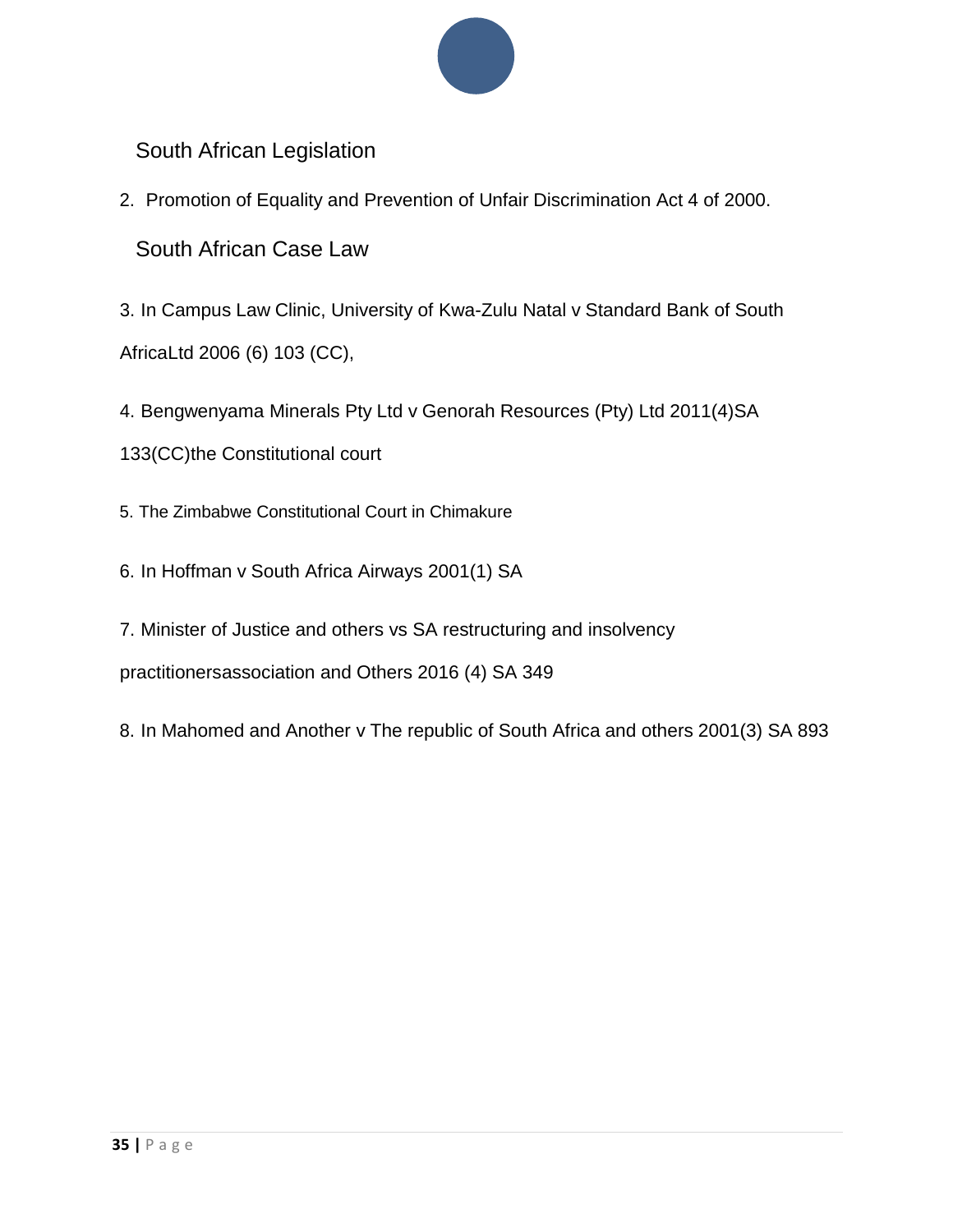## South African Legislation

2. Promotion of Equality and Prevention of Unfair Discrimination Act 4 of 2000.

## South African Case Law

3. In Campus Law Clinic, University of Kwa-Zulu Natal v Standard Bank of South AfricaLtd 2006 (6) 103 (CC),

4. Bengwenyama Minerals Pty Ltd v Genorah Resources (Pty) Ltd 2011(4)SA 133(CC)the Constitutional court

5. The Zimbabwe Constitutional Court in Chimakure

6. In Hoffman v South Africa Airways 2001(1) SA

7. Minister of Justice and others vs SA restructuring and insolvency practitionersassociation and Others 2016 (4) SA 349

8. In Mahomed and Another v The republic of South Africa and others 2001(3) SA 893